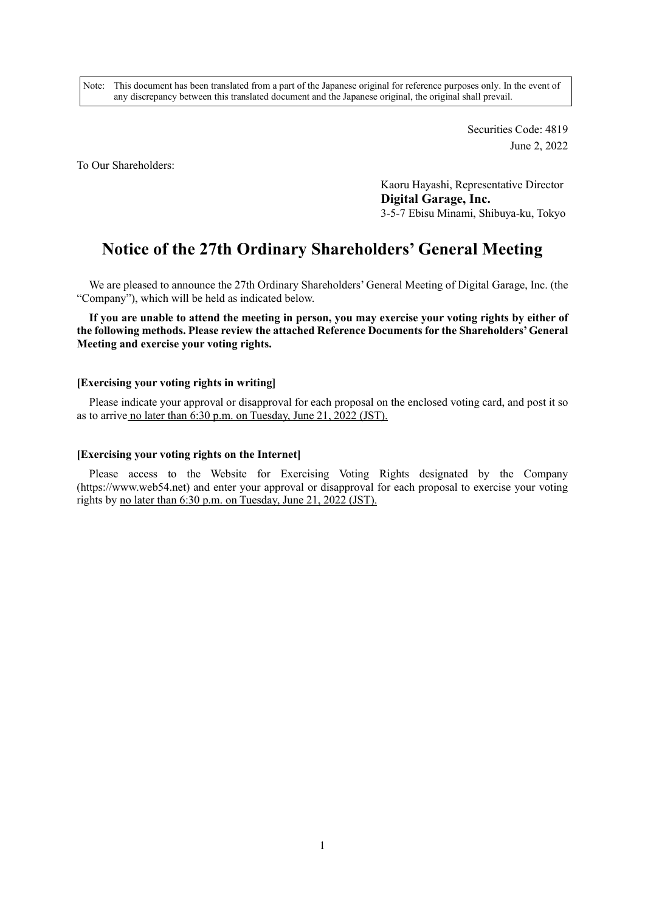Note: This document has been translated from a part of the Japanese original for reference purposes only. In the event of any discrepancy between this translated document and the Japanese original, the original shall prevail.

Securities Code: 4819
June 2, 2022

To Our Shareholders:

Kaoru Hayashi, Representative Director
**Digital Garage, Inc.**
3-5-7 Ebisu Minami, Shibuya-ku, Tokyo

# Notice of the 27th Ordinary Shareholders' General Meeting

We are pleased to announce the 27th Ordinary Shareholders' General Meeting of Digital Garage, Inc. (the "Company"), which will be held as indicated below.

**If you are unable to attend the meeting in person, you may exercise your voting rights by either of the following methods. Please review the attached Reference Documents for the Shareholders' General Meeting and exercise your voting rights.**

**[Exercising your voting rights in writing]**

Please indicate your approval or disapproval for each proposal on the enclosed voting card, and post it so as to arrive no later than 6:30 p.m. on Tuesday, June 21, 2022 (JST).

**[Exercising your voting rights on the Internet]**

Please access to the Website for Exercising Voting Rights designated by the Company (https://www.web54.net) and enter your approval or disapproval for each proposal to exercise your voting rights by no later than 6:30 p.m. on Tuesday, June 21, 2022 (JST).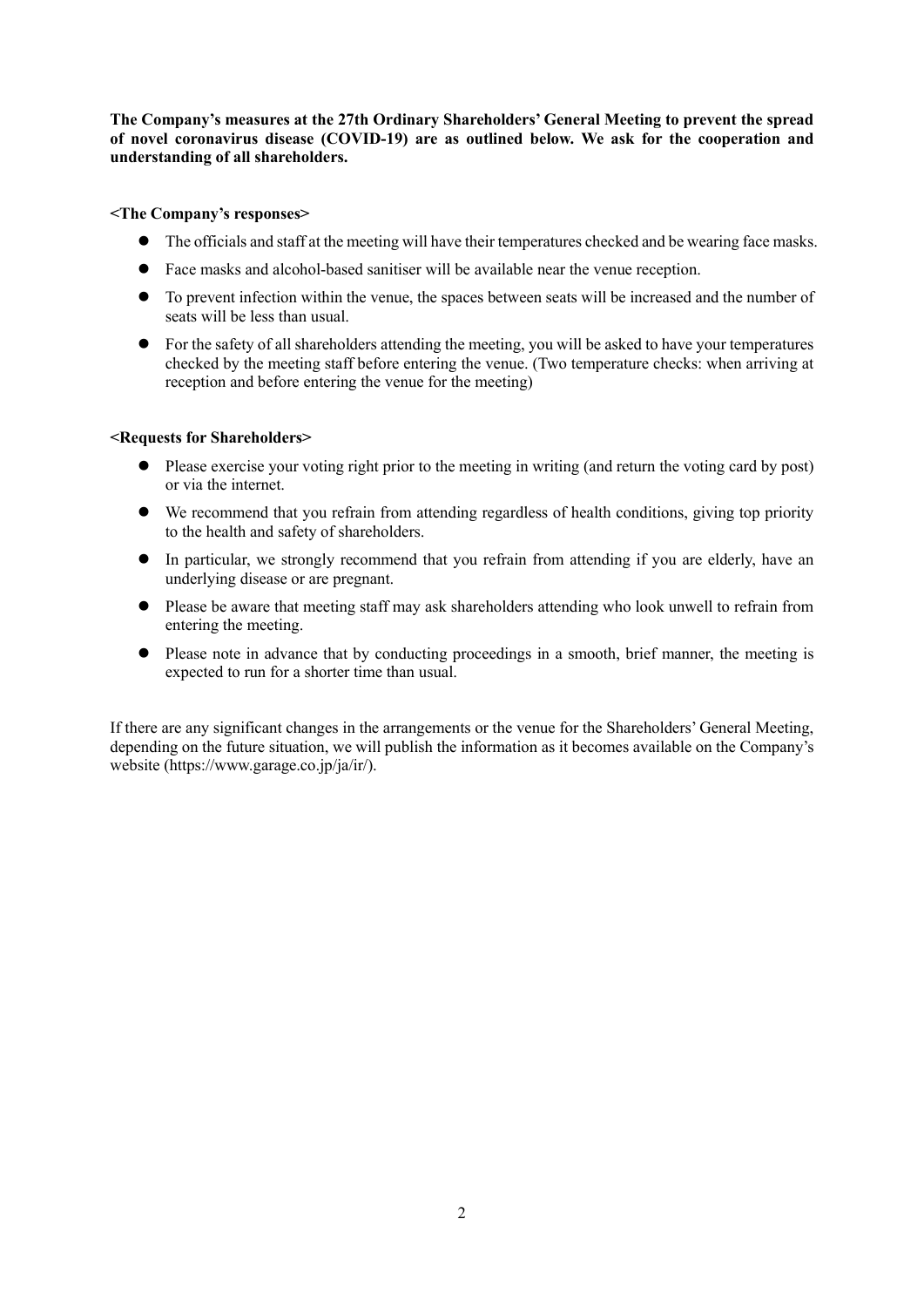**The Company's measures at the 27th Ordinary Shareholders' General Meeting to prevent the spread of novel coronavirus disease (COVID-19) are as outlined below. We ask for the cooperation and understanding of all shareholders.**

**<The Company's responses>**

- The officials and staff at the meeting will have their temperatures checked and be wearing face masks.
- Face masks and alcohol-based sanitiser will be available near the venue reception.
- To prevent infection within the venue, the spaces between seats will be increased and the number of seats will be less than usual.
- For the safety of all shareholders attending the meeting, you will be asked to have your temperatures checked by the meeting staff before entering the venue. (Two temperature checks: when arriving at reception and before entering the venue for the meeting)

**<Requests for Shareholders>**

- Please exercise your voting right prior to the meeting in writing (and return the voting card by post) or via the internet.
- We recommend that you refrain from attending regardless of health conditions, giving top priority to the health and safety of shareholders.
- In particular, we strongly recommend that you refrain from attending if you are elderly, have an underlying disease or are pregnant.
- Please be aware that meeting staff may ask shareholders attending who look unwell to refrain from entering the meeting.
- Please note in advance that by conducting proceedings in a smooth, brief manner, the meeting is expected to run for a shorter time than usual.

If there are any significant changes in the arrangements or the venue for the Shareholders' General Meeting, depending on the future situation, we will publish the information as it becomes available on the Company's website (https://www.garage.co.jp/ja/ir/).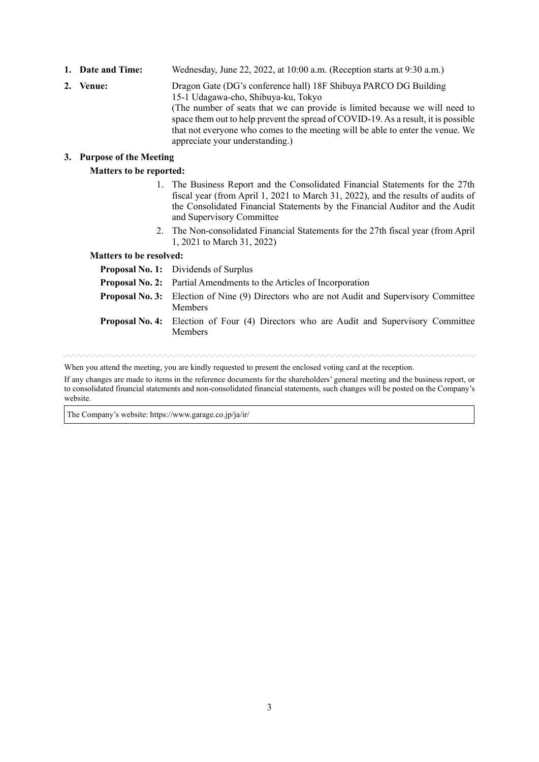1. **Date and Time:** Wednesday, June 22, 2022, at 10:00 a.m. (Reception starts at 9:30 a.m.)

2. **Venue:** Dragon Gate (DG's conference hall) 18F Shibuya PARCO DG Building
   15-1 Udagawa-cho, Shibuya-ku, Tokyo
   (The number of seats that we can provide is limited because we will need to space them out to help prevent the spread of COVID-19. As a result, it is possible that not everyone who comes to the meeting will be able to enter the venue. We appreciate your understanding.)

3. **Purpose of the Meeting**

   **Matters to be reported:**

   1. The Business Report and the Consolidated Financial Statements for the 27th fiscal year (from April 1, 2021 to March 31, 2022), and the results of audits of the Consolidated Financial Statements by the Financial Auditor and the Audit and Supervisory Committee
   2. The Non-consolidated Financial Statements for the 27th fiscal year (from April 1, 2021 to March 31, 2022)

   **Matters to be resolved:**

   **Proposal No. 1:** Dividends of Surplus

   **Proposal No. 2:** Partial Amendments to the Articles of Incorporation

   **Proposal No. 3:** Election of Nine (9) Directors who are not Audit and Supervisory Committee Members

   **Proposal No. 4:** Election of Four (4) Directors who are Audit and Supervisory Committee Members

---

When you attend the meeting, you are kindly requested to present the enclosed voting card at the reception.

If any changes are made to items in the reference documents for the shareholders' general meeting and the business report, or to consolidated financial statements and non-consolidated financial statements, such changes will be posted on the Company's website.

The Company's website: https://www.garage.co.jp/ja/ir/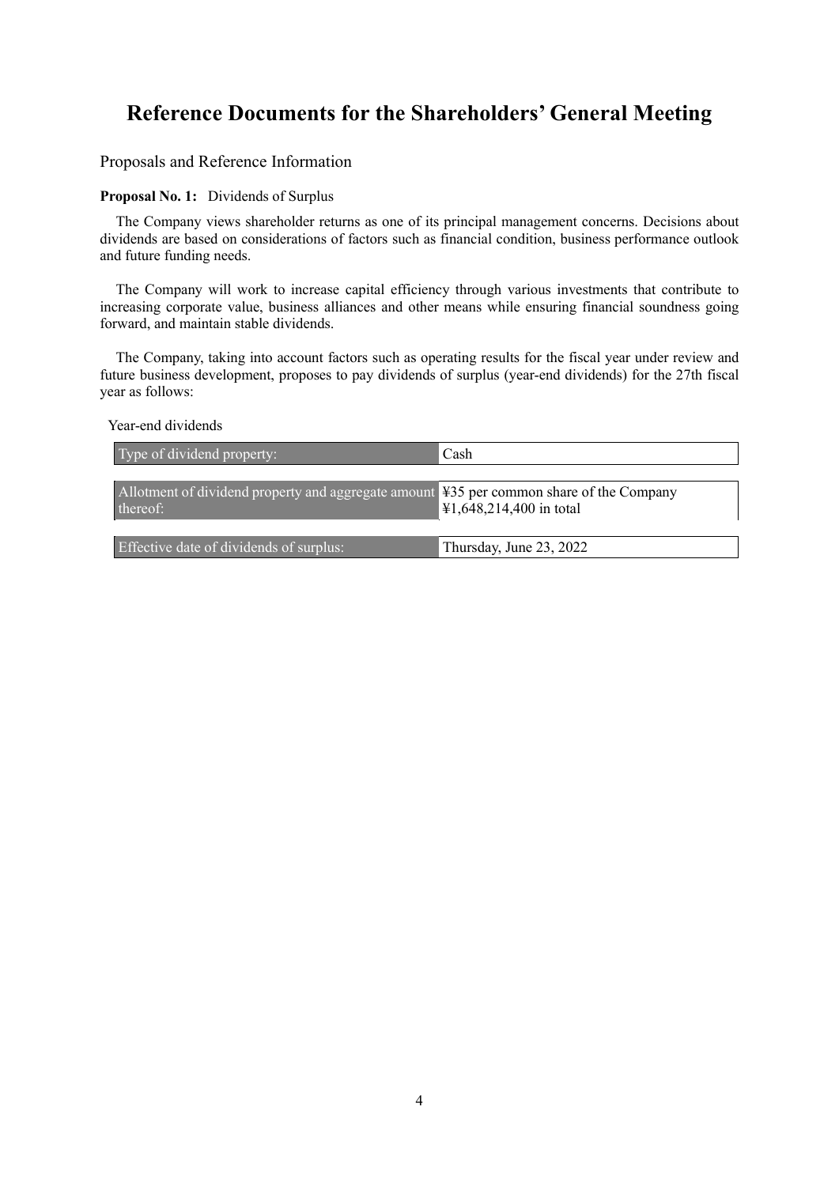# Reference Documents for the Shareholders' General Meeting

Proposals and Reference Information

**Proposal No. 1:** Dividends of Surplus

The Company views shareholder returns as one of its principal management concerns. Decisions about dividends are based on considerations of factors such as financial condition, business performance outlook and future funding needs.

The Company will work to increase capital efficiency through various investments that contribute to increasing corporate value, business alliances and other means while ensuring financial soundness going forward, and maintain stable dividends.

The Company, taking into account factors such as operating results for the fiscal year under review and future business development, proposes to pay dividends of surplus (year-end dividends) for the 27th fiscal year as follows:

Year-end dividends

| | |
|---|---|
| Type of dividend property: | Cash |
| Allotment of dividend property and aggregate amount thereof: | ¥35 per common share of the Company<br>¥1,648,214,400 in total |
| Effective date of dividends of surplus: | Thursday, June 23, 2022 |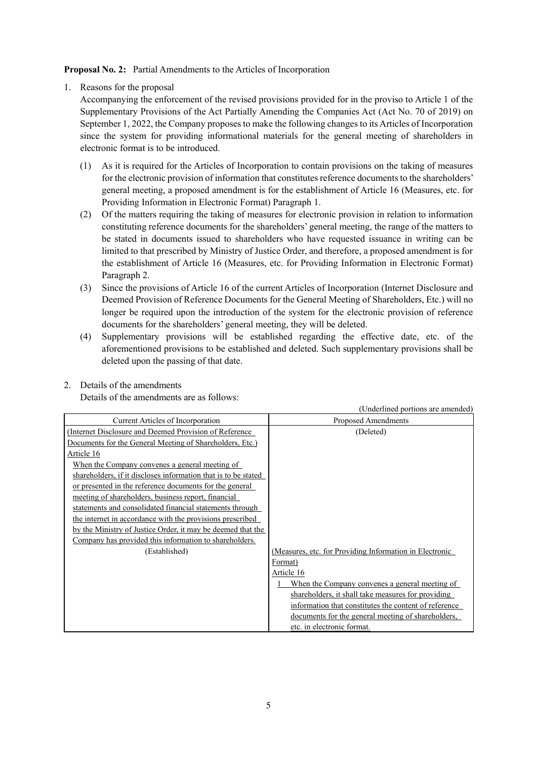**Proposal No. 2:** Partial Amendments to the Articles of Incorporation

1. Reasons for the proposal

   Accompanying the enforcement of the revised provisions provided for in the proviso to Article 1 of the Supplementary Provisions of the Act Partially Amending the Companies Act (Act No. 70 of 2019) on September 1, 2022, the Company proposes to make the following changes to its Articles of Incorporation since the system for providing informational materials for the general meeting of shareholders in electronic format is to be introduced.

   (1) As it is required for the Articles of Incorporation to contain provisions on the taking of measures for the electronic provision of information that constitutes reference documents to the shareholders' general meeting, a proposed amendment is for the establishment of Article 16 (Measures, etc. for Providing Information in Electronic Format) Paragraph 1.

   (2) Of the matters requiring the taking of measures for electronic provision in relation to information constituting reference documents for the shareholders' general meeting, the range of the matters to be stated in documents issued to shareholders who have requested issuance in writing can be limited to that prescribed by Ministry of Justice Order, and therefore, a proposed amendment is for the establishment of Article 16 (Measures, etc. for Providing Information in Electronic Format) Paragraph 2.

   (3) Since the provisions of Article 16 of the current Articles of Incorporation (Internet Disclosure and Deemed Provision of Reference Documents for the General Meeting of Shareholders, Etc.) will no longer be required upon the introduction of the system for the electronic provision of reference documents for the shareholders' general meeting, they will be deleted.

   (4) Supplementary provisions will be established regarding the effective date, etc. of the aforementioned provisions to be established and deleted. Such supplementary provisions shall be deleted upon the passing of that date.

2. Details of the amendments

   Details of the amendments are as follows:

(Underlined portions are amended)

| Current Articles of Incorporation | Proposed Amendments |
|---|---|
| (Internet Disclosure and Deemed Provision of Reference Documents for the General Meeting of Shareholders, Etc.)<br>Article 16<br>When the Company convenes a general meeting of shareholders, if it discloses information that is to be stated or presented in the reference documents for the general meeting of shareholders, business report, financial statements and consolidated financial statements through the internet in accordance with the provisions prescribed by the Ministry of Justice Order, it may be deemed that the Company has provided this information to shareholders. | (Deleted) |
| (Established) | (Measures, etc. for Providing Information in Electronic Format)<br>Article 16<br>1 When the Company convenes a general meeting of shareholders, it shall take measures for providing information that constitutes the content of reference documents for the general meeting of shareholders, etc. in electronic format. |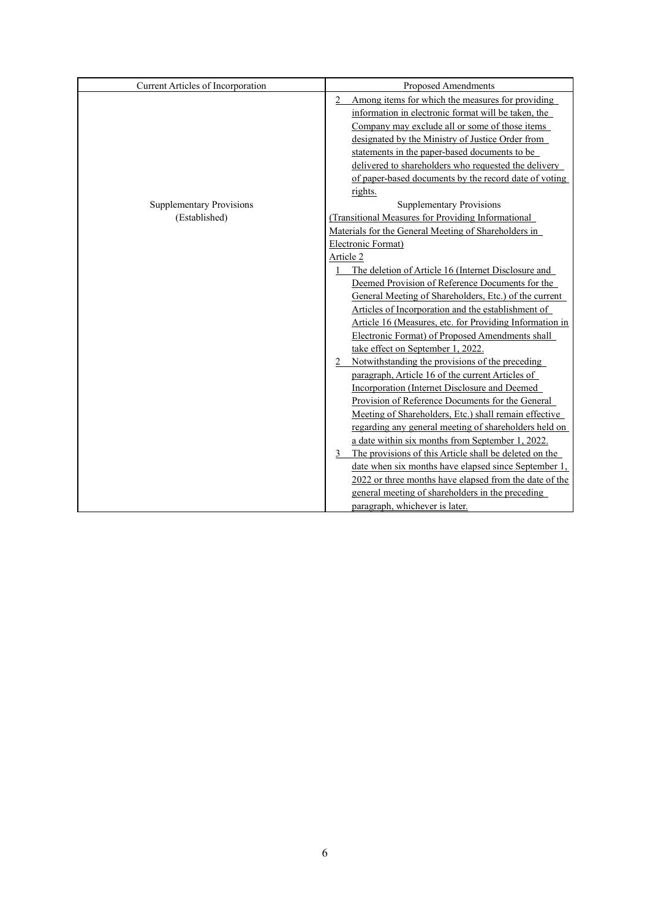| Current Articles of Incorporation | Proposed Amendments |
| --- | --- |
| | 2 Among items for which the measures for providing information in electronic format will be taken, the Company may exclude all or some of those items designated by the Ministry of Justice Order from statements in the paper-based documents to be delivered to shareholders who requested the delivery of paper-based documents by the record date of voting rights. |
| Supplementary Provisions<br>(Established) | Supplementary Provisions<br>(Transitional Measures for Providing Informational Materials for the General Meeting of Shareholders in Electronic Format)<br>Article 2<br>1 The deletion of Article 16 (Internet Disclosure and Deemed Provision of Reference Documents for the General Meeting of Shareholders, Etc.) of the current Articles of Incorporation and the establishment of Article 16 (Measures, etc. for Providing Information in Electronic Format) of Proposed Amendments shall take effect on September 1, 2022.<br>2 Notwithstanding the provisions of the preceding paragraph, Article 16 of the current Articles of Incorporation (Internet Disclosure and Deemed Provision of Reference Documents for the General Meeting of Shareholders, Etc.) shall remain effective regarding any general meeting of shareholders held on a date within six months from September 1, 2022.<br>3 The provisions of this Article shall be deleted on the date when six months have elapsed since September 1, 2022 or three months have elapsed from the date of the general meeting of shareholders in the preceding paragraph, whichever is later. |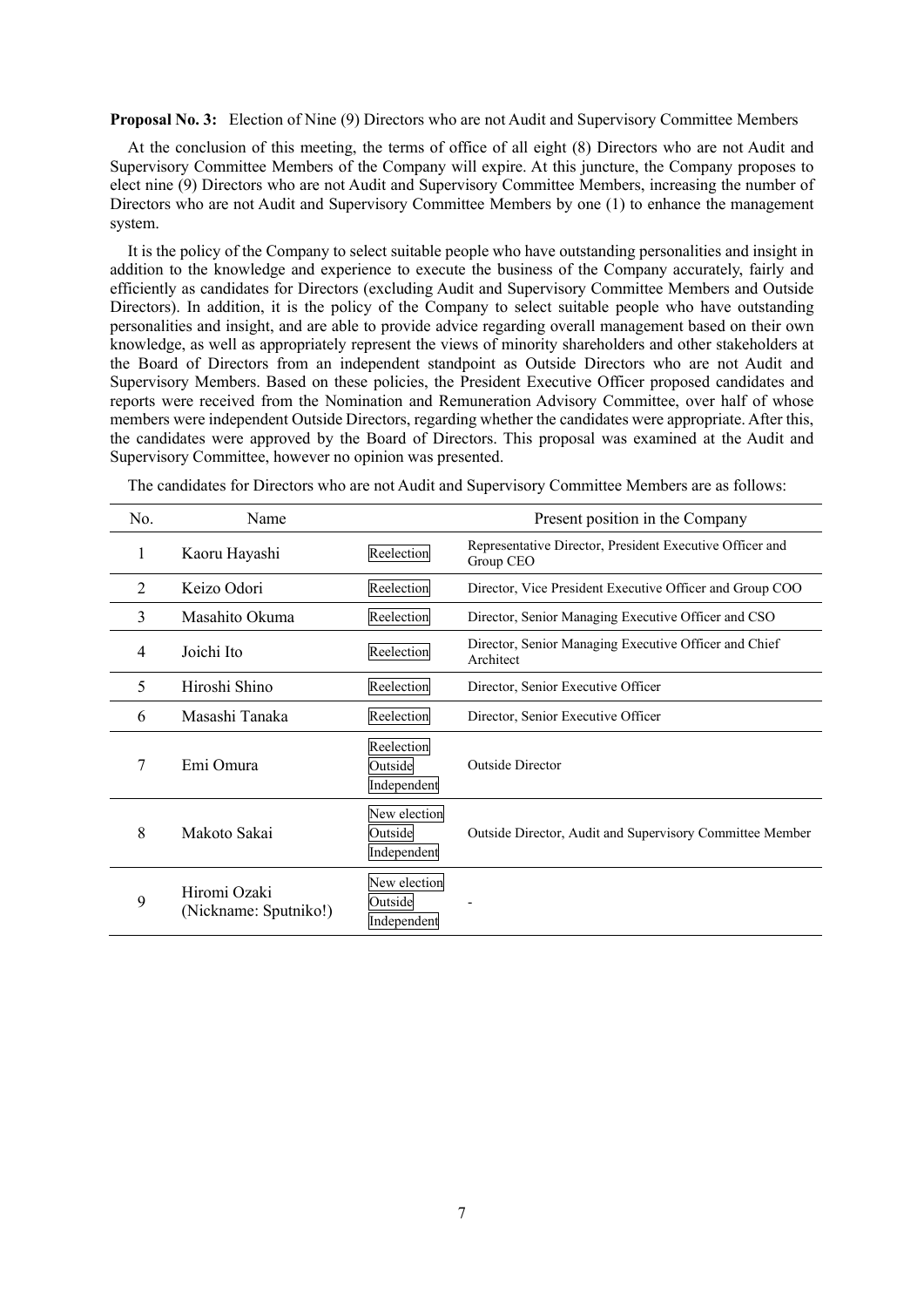**Proposal No. 3:** Election of Nine (9) Directors who are not Audit and Supervisory Committee Members

At the conclusion of this meeting, the terms of office of all eight (8) Directors who are not Audit and Supervisory Committee Members of the Company will expire. At this juncture, the Company proposes to elect nine (9) Directors who are not Audit and Supervisory Committee Members, increasing the number of Directors who are not Audit and Supervisory Committee Members by one (1) to enhance the management system.

It is the policy of the Company to select suitable people who have outstanding personalities and insight in addition to the knowledge and experience to execute the business of the Company accurately, fairly and efficiently as candidates for Directors (excluding Audit and Supervisory Committee Members and Outside Directors). In addition, it is the policy of the Company to select suitable people who have outstanding personalities and insight, and are able to provide advice regarding overall management based on their own knowledge, as well as appropriately represent the views of minority shareholders and other stakeholders at the Board of Directors from an independent standpoint as Outside Directors who are not Audit and Supervisory Members. Based on these policies, the President Executive Officer proposed candidates and reports were received from the Nomination and Remuneration Advisory Committee, over half of whose members were independent Outside Directors, regarding whether the candidates were appropriate. After this, the candidates were approved by the Board of Directors. This proposal was examined at the Audit and Supervisory Committee, however no opinion was presented.

The candidates for Directors who are not Audit and Supervisory Committee Members are as follows:

| No. | Name | | Present position in the Company |
|---|---|---|---|
| 1 | Kaoru Hayashi | Reelection | Representative Director, President Executive Officer and Group CEO |
| 2 | Keizo Odori | Reelection | Director, Vice President Executive Officer and Group COO |
| 3 | Masahito Okuma | Reelection | Director, Senior Managing Executive Officer and CSO |
| 4 | Joichi Ito | Reelection | Director, Senior Managing Executive Officer and Chief Architect |
| 5 | Hiroshi Shino | Reelection | Director, Senior Executive Officer |
| 6 | Masashi Tanaka | Reelection | Director, Senior Executive Officer |
| 7 | Emi Omura | Reelection<br>Outside<br>Independent | Outside Director |
| 8 | Makoto Sakai | New election<br>Outside<br>Independent | Outside Director, Audit and Supervisory Committee Member |
| 9 | Hiromi Ozaki<br>(Nickname: Sputniko!) | New election<br>Outside<br>Independent | - |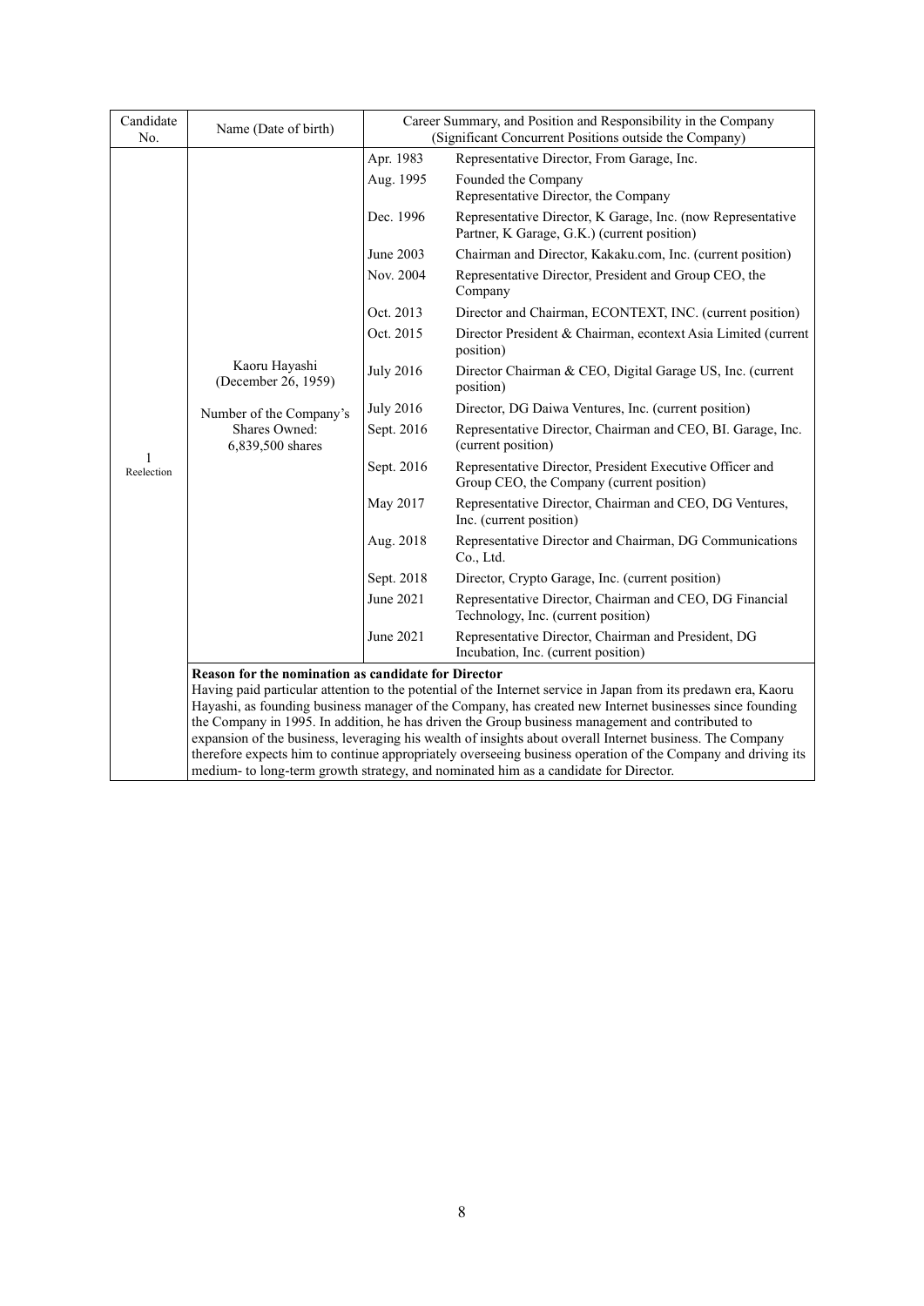| Candidate No. | Name (Date of birth) | Career Summary, and Position and Responsibility in the Company (Significant Concurrent Positions outside the Company) | |
|---|---|---|---|
| 1 Reelection | Kaoru Hayashi (December 26, 1959) Number of the Company's Shares Owned: 6,839,500 shares | Apr. 1983 | Representative Director, From Garage, Inc. |
| | | Aug. 1995 | Founded the Company Representative Director, the Company |
| | | Dec. 1996 | Representative Director, K Garage, Inc. (now Representative Partner, K Garage, G.K.) (current position) |
| | | June 2003 | Chairman and Director, Kakaku.com, Inc. (current position) |
| | | Nov. 2004 | Representative Director, President and Group CEO, the Company |
| | | Oct. 2013 | Director and Chairman, ECONTEXT, INC. (current position) |
| | | Oct. 2015 | Director President & Chairman, econtext Asia Limited (current position) |
| | | July 2016 | Director Chairman & CEO, Digital Garage US, Inc. (current position) |
| | | July 2016 | Director, DG Daiwa Ventures, Inc. (current position) |
| | | Sept. 2016 | Representative Director, Chairman and CEO, BI. Garage, Inc. (current position) |
| | | Sept. 2016 | Representative Director, President Executive Officer and Group CEO, the Company (current position) |
| | | May 2017 | Representative Director, Chairman and CEO, DG Ventures, Inc. (current position) |
| | | Aug. 2018 | Representative Director and Chairman, DG Communications Co., Ltd. |
| | | Sept. 2018 | Director, Crypto Garage, Inc. (current position) |
| | | June 2021 | Representative Director, Chairman and CEO, DG Financial Technology, Inc. (current position) |
| | | June 2021 | Representative Director, Chairman and President, DG Incubation, Inc. (current position) |
| | **Reason for the nomination as candidate for Director** Having paid particular attention to the potential of the Internet service in Japan from its predawn era, Kaoru Hayashi, as founding business manager of the Company, has created new Internet businesses since founding the Company in 1995. In addition, he has driven the Group business management and contributed to expansion of the business, leveraging his wealth of insights about overall Internet business. The Company therefore expects him to continue appropriately overseeing business operation of the Company and driving its medium- to long-term growth strategy, and nominated him as a candidate for Director. | | |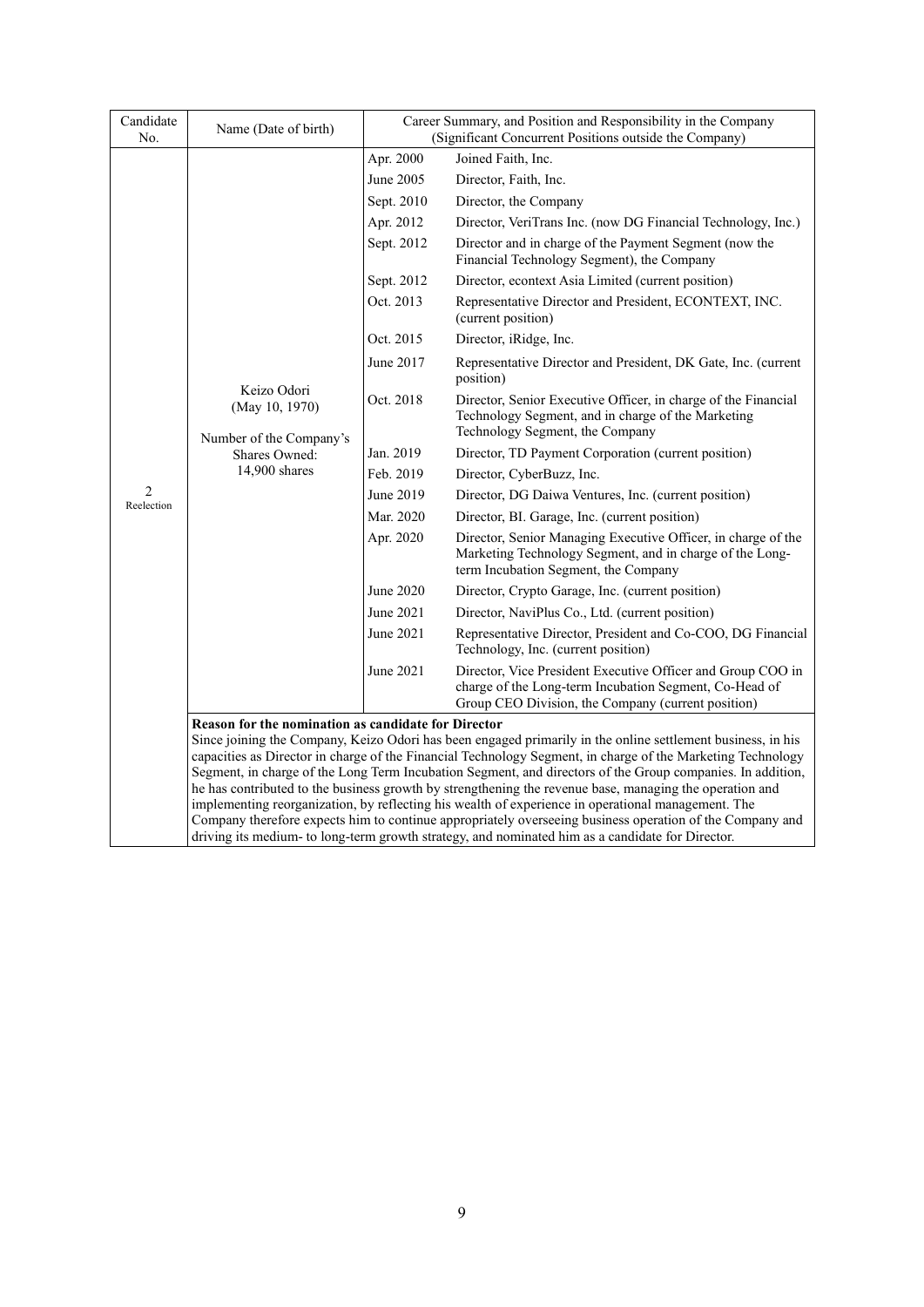| Candidate No. | Name (Date of birth) | Career Summary, and Position and Responsibility in the Company (Significant Concurrent Positions outside the Company) | |
|---|---|---|---|
| 2 Reelection | Keizo Odori (May 10, 1970) Number of the Company's Shares Owned: 14,900 shares | Apr. 2000 | Joined Faith, Inc. |
| | | June 2005 | Director, Faith, Inc. |
| | | Sept. 2010 | Director, the Company |
| | | Apr. 2012 | Director, VeriTrans Inc. (now DG Financial Technology, Inc.) |
| | | Sept. 2012 | Director and in charge of the Payment Segment (now the Financial Technology Segment), the Company |
| | | Sept. 2012 | Director, econtext Asia Limited (current position) |
| | | Oct. 2013 | Representative Director and President, ECONTEXT, INC. (current position) |
| | | Oct. 2015 | Director, iRidge, Inc. |
| | | June 2017 | Representative Director and President, DK Gate, Inc. (current position) |
| | | Oct. 2018 | Director, Senior Executive Officer, in charge of the Financial Technology Segment, and in charge of the Marketing Technology Segment, the Company |
| | | Jan. 2019 | Director, TD Payment Corporation (current position) |
| | | Feb. 2019 | Director, CyberBuzz, Inc. |
| | | June 2019 | Director, DG Daiwa Ventures, Inc. (current position) |
| | | Mar. 2020 | Director, BI. Garage, Inc. (current position) |
| | | Apr. 2020 | Director, Senior Managing Executive Officer, in charge of the Marketing Technology Segment, and in charge of the Long-term Incubation Segment, the Company |
| | | June 2020 | Director, Crypto Garage, Inc. (current position) |
| | | June 2021 | Director, NaviPlus Co., Ltd. (current position) |
| | | June 2021 | Representative Director, President and Co-COO, DG Financial Technology, Inc. (current position) |
| | | June 2021 | Director, Vice President Executive Officer and Group COO in charge of the Long-term Incubation Segment, Co-Head of Group CEO Division, the Company (current position) |
| | **Reason for the nomination as candidate for Director** Since joining the Company, Keizo Odori has been engaged primarily in the online settlement business, in his capacities as Director in charge of the Financial Technology Segment, in charge of the Marketing Technology Segment, in charge of the Long Term Incubation Segment, and directors of the Group companies. In addition, he has contributed to the business growth by strengthening the revenue base, managing the operation and implementing reorganization, by reflecting his wealth of experience in operational management. The Company therefore expects him to continue appropriately overseeing business operation of the Company and driving its medium- to long-term growth strategy, and nominated him as a candidate for Director. | | |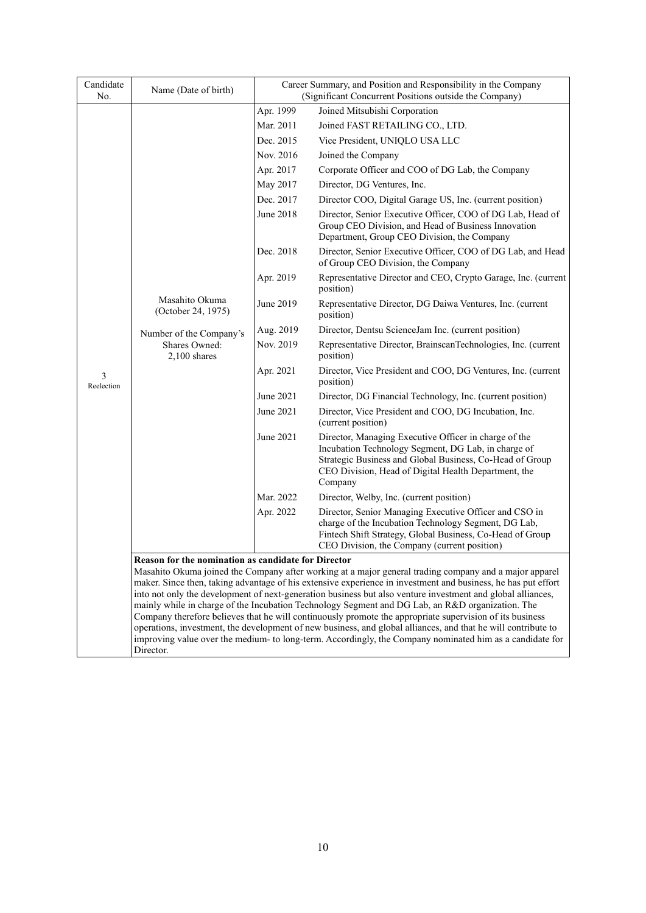| Candidate No. | Name (Date of birth) | Career Summary, and Position and Responsibility in the Company (Significant Concurrent Positions outside the Company) | |
|---|---|---|---|
| 3 Reelection | Masahito Okuma (October 24, 1975)<br><br>Number of the Company's Shares Owned: 2,100 shares | Apr. 1999 | Joined Mitsubishi Corporation |
| | | Mar. 2011 | Joined FAST RETAILING CO., LTD. |
| | | Dec. 2015 | Vice President, UNIQLO USA LLC |
| | | Nov. 2016 | Joined the Company |
| | | Apr. 2017 | Corporate Officer and COO of DG Lab, the Company |
| | | May 2017 | Director, DG Ventures, Inc. |
| | | Dec. 2017 | Director COO, Digital Garage US, Inc. (current position) |
| | | June 2018 | Director, Senior Executive Officer, COO of DG Lab, Head of Group CEO Division, and Head of Business Innovation Department, Group CEO Division, the Company |
| | | Dec. 2018 | Director, Senior Executive Officer, COO of DG Lab, and Head of Group CEO Division, the Company |
| | | Apr. 2019 | Representative Director and CEO, Crypto Garage, Inc. (current position) |
| | | June 2019 | Representative Director, DG Daiwa Ventures, Inc. (current position) |
| | | Aug. 2019 | Director, Dentsu ScienceJam Inc. (current position) |
| | | Nov. 2019 | Representative Director, BrainscanTechnologies, Inc. (current position) |
| | | Apr. 2021 | Director, Vice President and COO, DG Ventures, Inc. (current position) |
| | | June 2021 | Director, DG Financial Technology, Inc. (current position) |
| | | June 2021 | Director, Vice President and COO, DG Incubation, Inc. (current position) |
| | | June 2021 | Director, Managing Executive Officer in charge of the Incubation Technology Segment, DG Lab, in charge of Strategic Business and Global Business, Co-Head of Group CEO Division, Head of Digital Health Department, the Company |
| | | Mar. 2022 | Director, Welby, Inc. (current position) |
| | | Apr. 2022 | Director, Senior Managing Executive Officer and CSO in charge of the Incubation Technology Segment, DG Lab, Fintech Shift Strategy, Global Business, Co-Head of Group CEO Division, the Company (current position) |

**Reason for the nomination as candidate for Director**

Masahito Okuma joined the Company after working at a major general trading company and a major apparel maker. Since then, taking advantage of his extensive experience in investment and business, he has put effort into not only the development of next-generation business but also venture investment and global alliances, mainly while in charge of the Incubation Technology Segment and DG Lab, an R&D organization. The Company therefore believes that he will continuously promote the appropriate supervision of its business operations, investment, the development of new business, and global alliances, and that he will contribute to improving value over the medium- to long-term. Accordingly, the Company nominated him as a candidate for Director.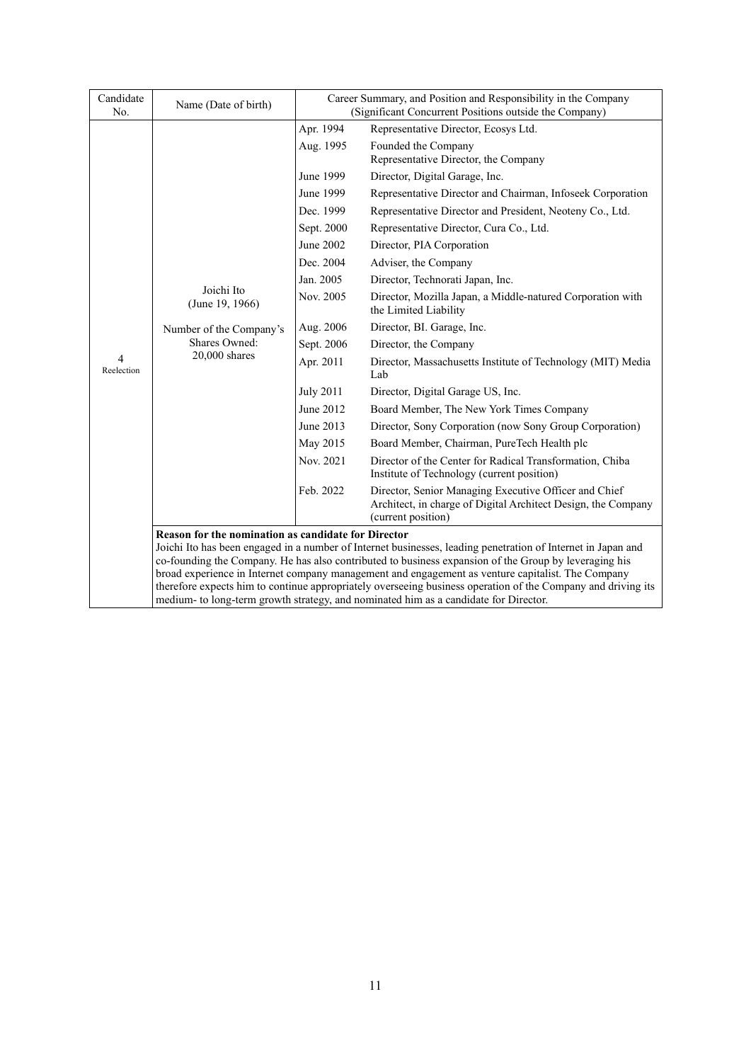| Candidate No. | Name (Date of birth) | Career Summary, and Position and Responsibility in the Company (Significant Concurrent Positions outside the Company) | |
|---|---|---|---|
| 4<br>Reelection | Joichi Ito<br>(June 19, 1966)<br><br>Number of the Company's Shares Owned:<br>20,000 shares | Apr. 1994 | Representative Director, Ecosys Ltd. |
| | | Aug. 1995 | Founded the Company<br>Representative Director, the Company |
| | | June 1999 | Director, Digital Garage, Inc. |
| | | June 1999 | Representative Director and Chairman, Infoseek Corporation |
| | | Dec. 1999 | Representative Director and President, Neoteny Co., Ltd. |
| | | Sept. 2000 | Representative Director, Cura Co., Ltd. |
| | | June 2002 | Director, PIA Corporation |
| | | Dec. 2004 | Adviser, the Company |
| | | Jan. 2005 | Director, Technorati Japan, Inc. |
| | | Nov. 2005 | Director, Mozilla Japan, a Middle-natured Corporation with the Limited Liability |
| | | Aug. 2006 | Director, BI. Garage, Inc. |
| | | Sept. 2006 | Director, the Company |
| | | Apr. 2011 | Director, Massachusetts Institute of Technology (MIT) Media Lab |
| | | July 2011 | Director, Digital Garage US, Inc. |
| | | June 2012 | Board Member, The New York Times Company |
| | | June 2013 | Director, Sony Corporation (now Sony Group Corporation) |
| | | May 2015 | Board Member, Chairman, PureTech Health plc |
| | | Nov. 2021 | Director of the Center for Radical Transformation, Chiba Institute of Technology (current position) |
| | | Feb. 2022 | Director, Senior Managing Executive Officer and Chief Architect, in charge of Digital Architect Design, the Company (current position) |
| | **Reason for the nomination as candidate for Director**<br>Joichi Ito has been engaged in a number of Internet businesses, leading penetration of Internet in Japan and co-founding the Company. He has also contributed to business expansion of the Group by leveraging his broad experience in Internet company management and engagement as venture capitalist. The Company therefore expects him to continue appropriately overseeing business operation of the Company and driving its medium- to long-term growth strategy, and nominated him as a candidate for Director. | | |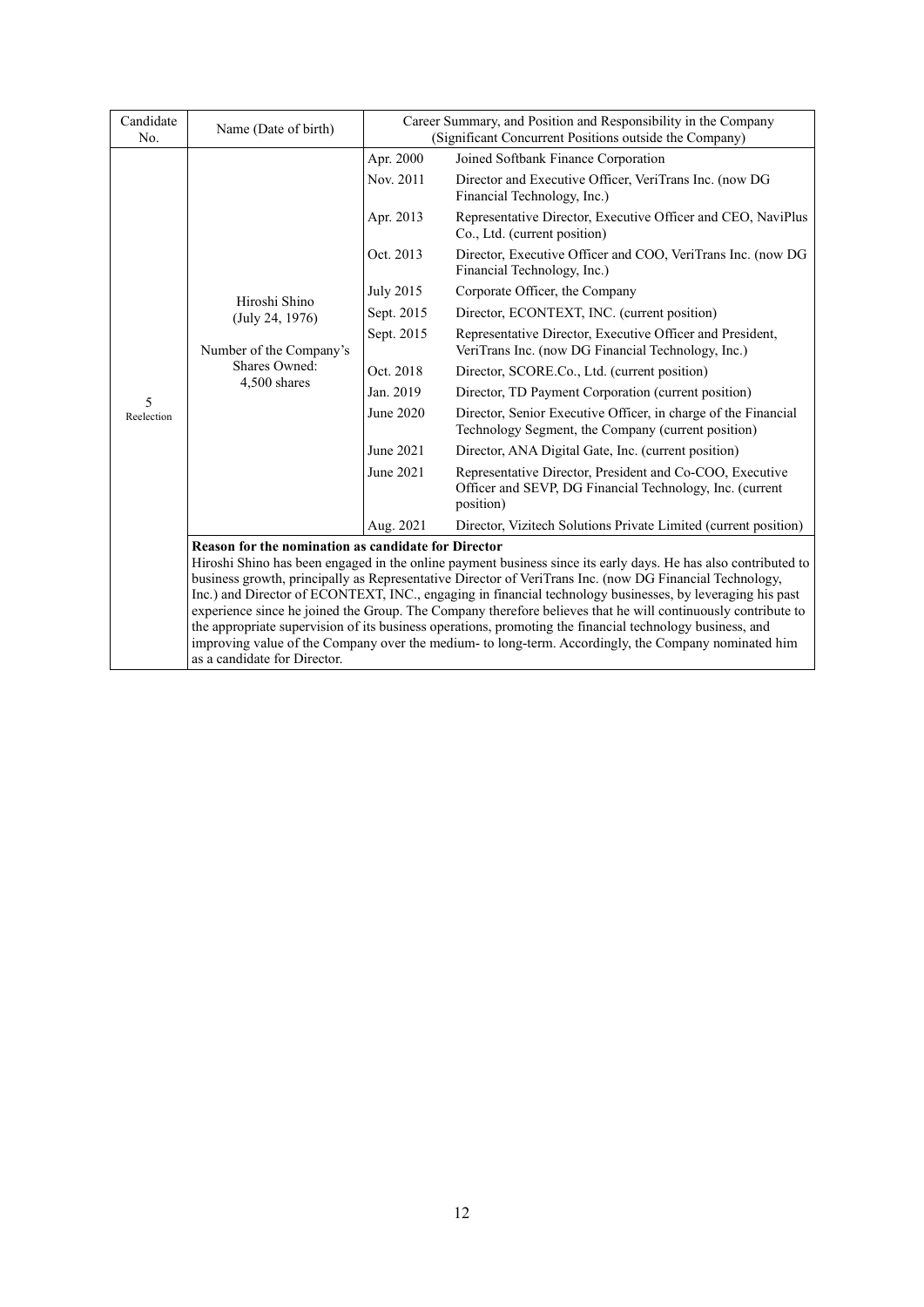| Candidate No. | Name (Date of birth) | Career Summary, and Position and Responsibility in the Company (Significant Concurrent Positions outside the Company) | |
|---|---|---|---|
| 5 Reelection | Hiroshi Shino (July 24, 1976) Number of the Company's Shares Owned: 4,500 shares | Apr. 2000 | Joined Softbank Finance Corporation |
| | | Nov. 2011 | Director and Executive Officer, VeriTrans Inc. (now DG Financial Technology, Inc.) |
| | | Apr. 2013 | Representative Director, Executive Officer and CEO, NaviPlus Co., Ltd. (current position) |
| | | Oct. 2013 | Director, Executive Officer and COO, VeriTrans Inc. (now DG Financial Technology, Inc.) |
| | | July 2015 | Corporate Officer, the Company |
| | | Sept. 2015 | Director, ECONTEXT, INC. (current position) |
| | | Sept. 2015 | Representative Director, Executive Officer and President, VeriTrans Inc. (now DG Financial Technology, Inc.) |
| | | Oct. 2018 | Director, SCORE.Co., Ltd. (current position) |
| | | Jan. 2019 | Director, TD Payment Corporation (current position) |
| | | June 2020 | Director, Senior Executive Officer, in charge of the Financial Technology Segment, the Company (current position) |
| | | June 2021 | Director, ANA Digital Gate, Inc. (current position) |
| | | June 2021 | Representative Director, President and Co-COO, Executive Officer and SEVP, DG Financial Technology, Inc. (current position) |
| | | Aug. 2021 | Director, Vizitech Solutions Private Limited (current position) |
| | **Reason for the nomination as candidate for Director** Hiroshi Shino has been engaged in the online payment business since its early days. He has also contributed to business growth, principally as Representative Director of VeriTrans Inc. (now DG Financial Technology, Inc.) and Director of ECONTEXT, INC., engaging in financial technology businesses, by leveraging his past experience since he joined the Group. The Company therefore believes that he will continuously contribute to the appropriate supervision of its business operations, promoting the financial technology business, and improving value of the Company over the medium- to long-term. Accordingly, the Company nominated him as a candidate for Director. | | |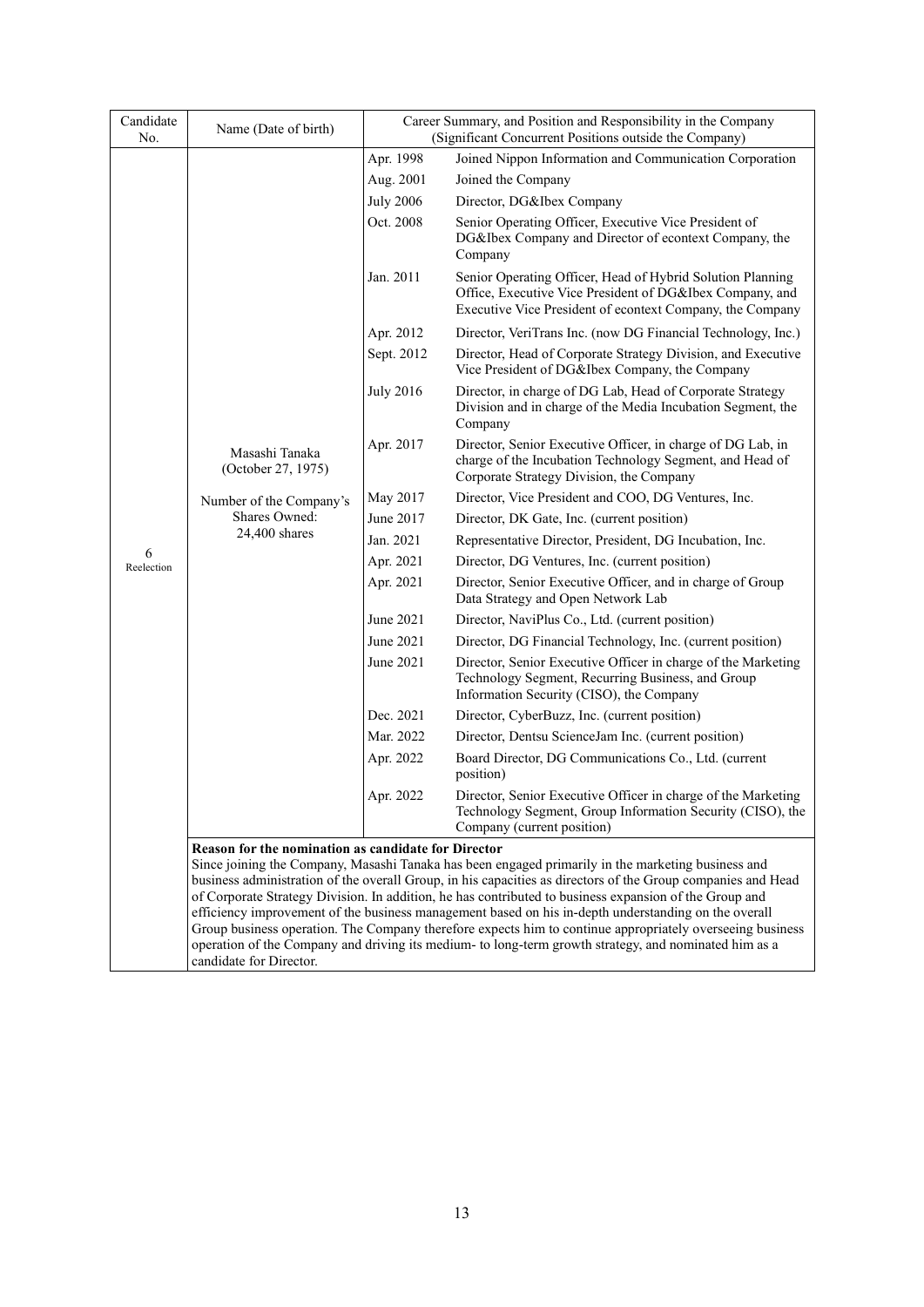| Candidate No. | Name (Date of birth) | Career Summary, and Position and Responsibility in the Company (Significant Concurrent Positions outside the Company) | |
|---|---|---|---|
| 6 Reelection | Masashi Tanaka (October 27, 1975) Number of the Company's Shares Owned: 24,400 shares | Apr. 1998 | Joined Nippon Information and Communication Corporation |
| | | Aug. 2001 | Joined the Company |
| | | July 2006 | Director, DG&Ibex Company |
| | | Oct. 2008 | Senior Operating Officer, Executive Vice President of DG&Ibex Company and Director of econtext Company, the Company |
| | | Jan. 2011 | Senior Operating Officer, Head of Hybrid Solution Planning Office, Executive Vice President of DG&Ibex Company, and Executive Vice President of econtext Company, the Company |
| | | Apr. 2012 | Director, VeriTrans Inc. (now DG Financial Technology, Inc.) |
| | | Sept. 2012 | Director, Head of Corporate Strategy Division, and Executive Vice President of DG&Ibex Company, the Company |
| | | July 2016 | Director, in charge of DG Lab, Head of Corporate Strategy Division and in charge of the Media Incubation Segment, the Company |
| | | Apr. 2017 | Director, Senior Executive Officer, in charge of DG Lab, in charge of the Incubation Technology Segment, and Head of Corporate Strategy Division, the Company |
| | | May 2017 | Director, Vice President and COO, DG Ventures, Inc. |
| | | June 2017 | Director, DK Gate, Inc. (current position) |
| | | Jan. 2021 | Representative Director, President, DG Incubation, Inc. |
| | | Apr. 2021 | Director, DG Ventures, Inc. (current position) |
| | | Apr. 2021 | Director, Senior Executive Officer, and in charge of Group Data Strategy and Open Network Lab |
| | | June 2021 | Director, NaviPlus Co., Ltd. (current position) |
| | | June 2021 | Director, DG Financial Technology, Inc. (current position) |
| | | June 2021 | Director, Senior Executive Officer in charge of the Marketing Technology Segment, Recurring Business, and Group Information Security (CISO), the Company |
| | | Dec. 2021 | Director, CyberBuzz, Inc. (current position) |
| | | Mar. 2022 | Director, Dentsu ScienceJam Inc. (current position) |
| | | Apr. 2022 | Board Director, DG Communications Co., Ltd. (current position) |
| | | Apr. 2022 | Director, Senior Executive Officer in charge of the Marketing Technology Segment, Group Information Security (CISO), the Company (current position) |

**Reason for the nomination as candidate for Director**

Since joining the Company, Masashi Tanaka has been engaged primarily in the marketing business and business administration of the overall Group, in his capacities as directors of the Group companies and Head of Corporate Strategy Division. In addition, he has contributed to business expansion of the Group and efficiency improvement of the business management based on his in-depth understanding on the overall Group business operation. The Company therefore expects him to continue appropriately overseeing business operation of the Company and driving its medium- to long-term growth strategy, and nominated him as a candidate for Director.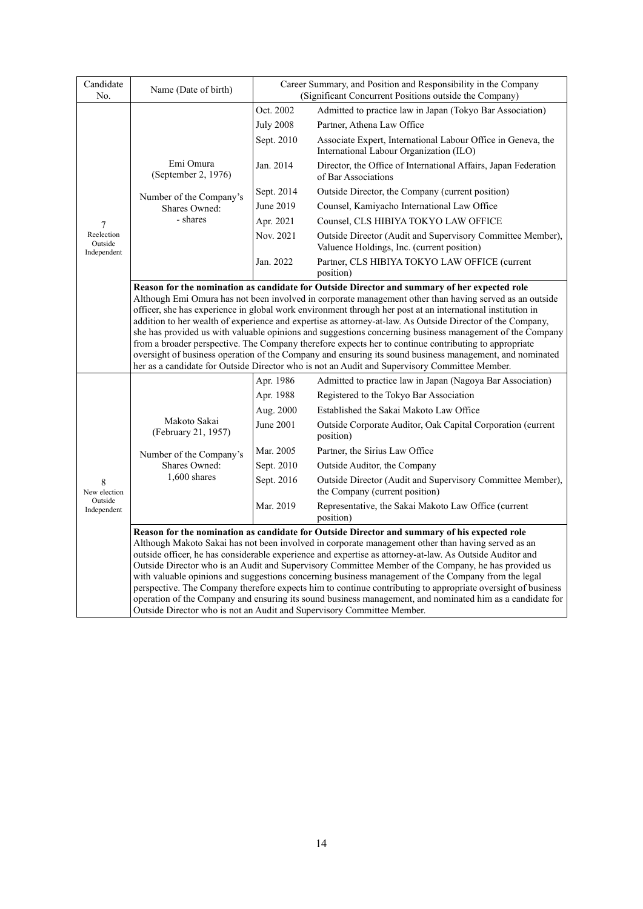| Candidate No. | Name (Date of birth) | Career Summary, and Position and Responsibility in the Company (Significant Concurrent Positions outside the Company) | |
|---|---|---|---|
| 7<br>Reelection<br>Outside<br>Independent | Emi Omura<br>(September 2, 1976)<br><br>Number of the Company's Shares Owned:<br>- shares | Oct. 2002 | Admitted to practice law in Japan (Tokyo Bar Association) |
| | | July 2008 | Partner, Athena Law Office |
| | | Sept. 2010 | Associate Expert, International Labour Office in Geneva, the International Labour Organization (ILO) |
| | | Jan. 2014 | Director, the Office of International Affairs, Japan Federation of Bar Associations |
| | | Sept. 2014 | Outside Director, the Company (current position) |
| | | June 2019 | Counsel, Kamiyacho International Law Office |
| | | Apr. 2021 | Counsel, CLS HIBIYA TOKYO LAW OFFICE |
| | | Nov. 2021 | Outside Director (Audit and Supervisory Committee Member), Valuence Holdings, Inc. (current position) |
| | | Jan. 2022 | Partner, CLS HIBIYA TOKYO LAW OFFICE (current position) |
| | **Reason for the nomination as candidate for Outside Director and summary of her expected role**<br>Although Emi Omura has not been involved in corporate management other than having served as an outside officer, she has experience in global work environment through her post at an international institution in addition to her wealth of experience and expertise as attorney-at-law. As Outside Director of the Company, she has provided us with valuable opinions and suggestions concerning business management of the Company from a broader perspective. The Company therefore expects her to continue contributing to appropriate oversight of business operation of the Company and ensuring its sound business management, and nominated her as a candidate for Outside Director who is not an Audit and Supervisory Committee Member. | | |
| 8<br>New election<br>Outside<br>Independent | Makoto Sakai<br>(February 21, 1957)<br><br>Number of the Company's Shares Owned:<br>1,600 shares | Apr. 1986 | Admitted to practice law in Japan (Nagoya Bar Association) |
| | | Apr. 1988 | Registered to the Tokyo Bar Association |
| | | Aug. 2000 | Established the Sakai Makoto Law Office |
| | | June 2001 | Outside Corporate Auditor, Oak Capital Corporation (current position) |
| | | Mar. 2005 | Partner, the Sirius Law Office |
| | | Sept. 2010 | Outside Auditor, the Company |
| | | Sept. 2016 | Outside Director (Audit and Supervisory Committee Member), the Company (current position) |
| | | Mar. 2019 | Representative, the Sakai Makoto Law Office (current position) |
| | **Reason for the nomination as candidate for Outside Director and summary of his expected role**<br>Although Makoto Sakai has not been involved in corporate management other than having served as an outside officer, he has considerable experience and expertise as attorney-at-law. As Outside Auditor and Outside Director who is an Audit and Supervisory Committee Member of the Company, he has provided us with valuable opinions and suggestions concerning business management of the Company from the legal perspective. The Company therefore expects him to continue contributing to appropriate oversight of business operation of the Company and ensuring its sound business management, and nominated him as a candidate for Outside Director who is not an Audit and Supervisory Committee Member. | | |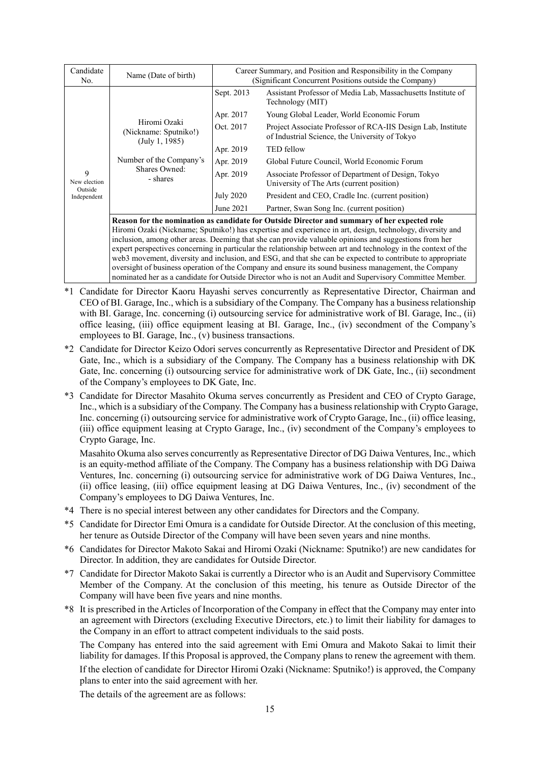| Candidate No. | Name (Date of birth) | Career Summary, and Position and Responsibility in the Company (Significant Concurrent Positions outside the Company) | |
|---|---|---|---|
| 9<br>New election<br>Outside<br>Independent | Hiromi Ozaki<br>(Nickname: Sputniko!)<br>(July 1, 1985)<br><br>Number of the Company's Shares Owned:<br>- shares | Sept. 2013 | Assistant Professor of Media Lab, Massachusetts Institute of Technology (MIT) |
| | | Apr. 2017 | Young Global Leader, World Economic Forum |
| | | Oct. 2017 | Project Associate Professor of RCA-IIS Design Lab, Institute of Industrial Science, the University of Tokyo |
| | | Apr. 2019 | TED fellow |
| | | Apr. 2019 | Global Future Council, World Economic Forum |
| | | Apr. 2019 | Associate Professor of Department of Design, Tokyo University of The Arts (current position) |
| | | July 2020 | President and CEO, Cradle Inc. (current position) |
| | | June 2021 | Partner, Swan Song Inc. (current position) |
| | **Reason for the nomination as candidate for Outside Director and summary of her expected role**<br>Hiromi Ozaki (Nickname; Sputniko!) has expertise and experience in art, design, technology, diversity and inclusion, among other areas. Deeming that she can provide valuable opinions and suggestions from her expert perspectives concerning in particular the relationship between art and technology in the context of the web3 movement, diversity and inclusion, and ESG, and that she can be expected to contribute to appropriate oversight of business operation of the Company and ensure its sound business management, the Company nominated her as a candidate for Outside Director who is not an Audit and Supervisory Committee Member. | | |

*1 Candidate for Director Kaoru Hayashi serves concurrently as Representative Director, Chairman and CEO of BI. Garage, Inc., which is a subsidiary of the Company. The Company has a business relationship with BI. Garage, Inc. concerning (i) outsourcing service for administrative work of BI. Garage, Inc., (ii) office leasing, (iii) office equipment leasing at BI. Garage, Inc., (iv) secondment of the Company's employees to BI. Garage, Inc., (v) business transactions.

*2 Candidate for Director Keizo Odori serves concurrently as Representative Director and President of DK Gate, Inc., which is a subsidiary of the Company. The Company has a business relationship with DK Gate, Inc. concerning (i) outsourcing service for administrative work of DK Gate, Inc., (ii) secondment of the Company's employees to DK Gate, Inc.

*3 Candidate for Director Masahito Okuma serves concurrently as President and CEO of Crypto Garage, Inc., which is a subsidiary of the Company. The Company has a business relationship with Crypto Garage, Inc. concerning (i) outsourcing service for administrative work of Crypto Garage, Inc., (ii) office leasing, (iii) office equipment leasing at Crypto Garage, Inc., (iv) secondment of the Company's employees to Crypto Garage, Inc.

Masahito Okuma also serves concurrently as Representative Director of DG Daiwa Ventures, Inc., which is an equity-method affiliate of the Company. The Company has a business relationship with DG Daiwa Ventures, Inc. concerning (i) outsourcing service for administrative work of DG Daiwa Ventures, Inc., (ii) office leasing, (iii) office equipment leasing at DG Daiwa Ventures, Inc., (iv) secondment of the Company's employees to DG Daiwa Ventures, Inc.

*4 There is no special interest between any other candidates for Directors and the Company.

*5 Candidate for Director Emi Omura is a candidate for Outside Director. At the conclusion of this meeting, her tenure as Outside Director of the Company will have been seven years and nine months.

*6 Candidates for Director Makoto Sakai and Hiromi Ozaki (Nickname: Sputniko!) are new candidates for Director. In addition, they are candidates for Outside Director.

*7 Candidate for Director Makoto Sakai is currently a Director who is an Audit and Supervisory Committee Member of the Company. At the conclusion of this meeting, his tenure as Outside Director of the Company will have been five years and nine months.

*8 It is prescribed in the Articles of Incorporation of the Company in effect that the Company may enter into an agreement with Directors (excluding Executive Directors, etc.) to limit their liability for damages to the Company in an effort to attract competent individuals to the said posts.

The Company has entered into the said agreement with Emi Omura and Makoto Sakai to limit their liability for damages. If this Proposal is approved, the Company plans to renew the agreement with them.

If the election of candidate for Director Hiromi Ozaki (Nickname: Sputniko!) is approved, the Company plans to enter into the said agreement with her.

The details of the agreement are as follows: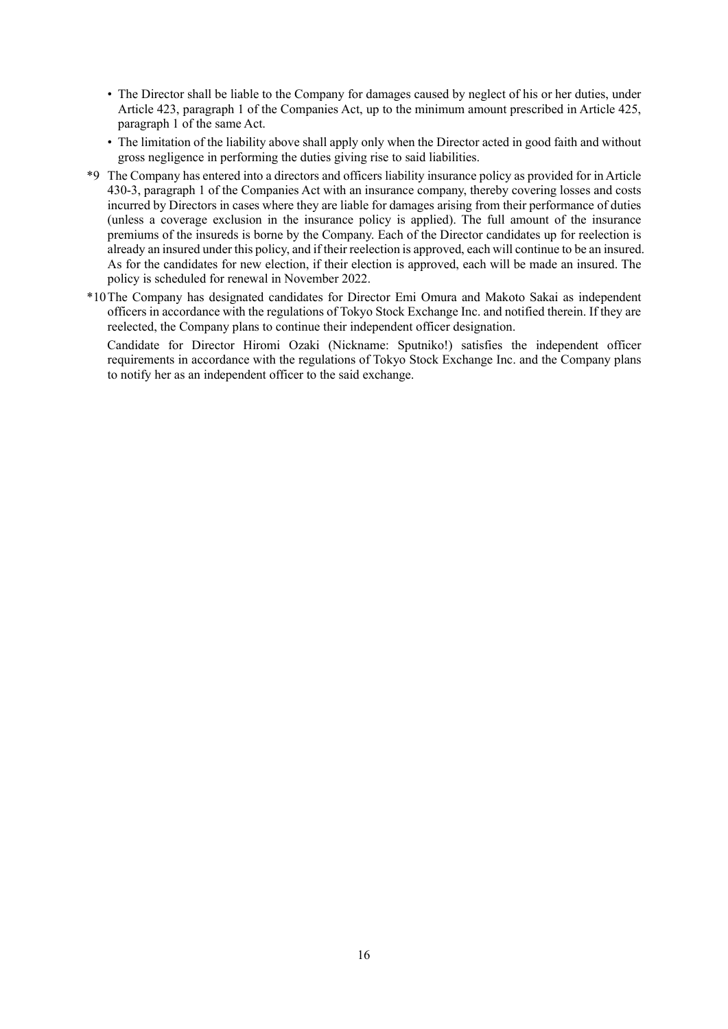- The Director shall be liable to the Company for damages caused by neglect of his or her duties, under Article 423, paragraph 1 of the Companies Act, up to the minimum amount prescribed in Article 425, paragraph 1 of the same Act.
- The limitation of the liability above shall apply only when the Director acted in good faith and without gross negligence in performing the duties giving rise to said liabilities.

*9 The Company has entered into a directors and officers liability insurance policy as provided for in Article 430-3, paragraph 1 of the Companies Act with an insurance company, thereby covering losses and costs incurred by Directors in cases where they are liable for damages arising from their performance of duties (unless a coverage exclusion in the insurance policy is applied). The full amount of the insurance premiums of the insureds is borne by the Company. Each of the Director candidates up for reelection is already an insured under this policy, and if their reelection is approved, each will continue to be an insured. As for the candidates for new election, if their election is approved, each will be made an insured. The policy is scheduled for renewal in November 2022.

*10 The Company has designated candidates for Director Emi Omura and Makoto Sakai as independent officers in accordance with the regulations of Tokyo Stock Exchange Inc. and notified therein. If they are reelected, the Company plans to continue their independent officer designation.

Candidate for Director Hiromi Ozaki (Nickname: Sputniko!) satisfies the independent officer requirements in accordance with the regulations of Tokyo Stock Exchange Inc. and the Company plans to notify her as an independent officer to the said exchange.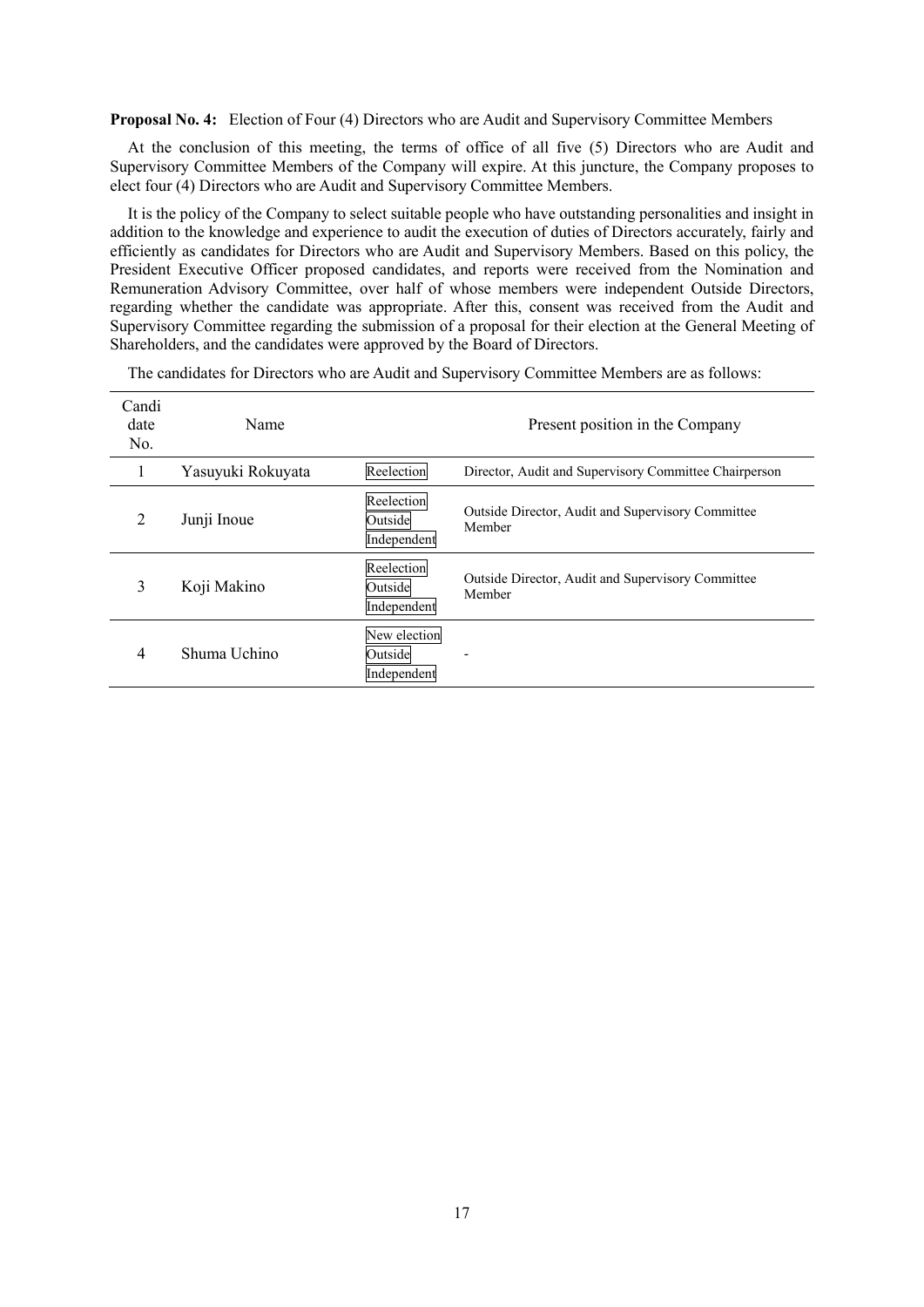**Proposal No. 4:** Election of Four (4) Directors who are Audit and Supervisory Committee Members

At the conclusion of this meeting, the terms of office of all five (5) Directors who are Audit and Supervisory Committee Members of the Company will expire. At this juncture, the Company proposes to elect four (4) Directors who are Audit and Supervisory Committee Members.

It is the policy of the Company to select suitable people who have outstanding personalities and insight in addition to the knowledge and experience to audit the execution of duties of Directors accurately, fairly and efficiently as candidates for Directors who are Audit and Supervisory Committee Members. Based on this policy, the President Executive Officer proposed candidates, and reports were received from the Nomination and Remuneration Advisory Committee, over half of whose members were independent Outside Directors, regarding whether the candidate was appropriate. After this, consent was received from the Audit and Supervisory Committee regarding the submission of a proposal for their election at the General Meeting of Shareholders, and the candidates were approved by the Board of Directors.

The candidates for Directors who are Audit and Supervisory Committee Members are as follows:

| Candidate No. | Name | | Present position in the Company |
|---|---|---|---|
| 1 | Yasuyuki Rokuyata | Reelection | Director, Audit and Supervisory Committee Chairperson |
| 2 | Junji Inoue | Reelection Outside Independent | Outside Director, Audit and Supervisory Committee Member |
| 3 | Koji Makino | Reelection Outside Independent | Outside Director, Audit and Supervisory Committee Member |
| 4 | Shuma Uchino | New election Outside Independent | - |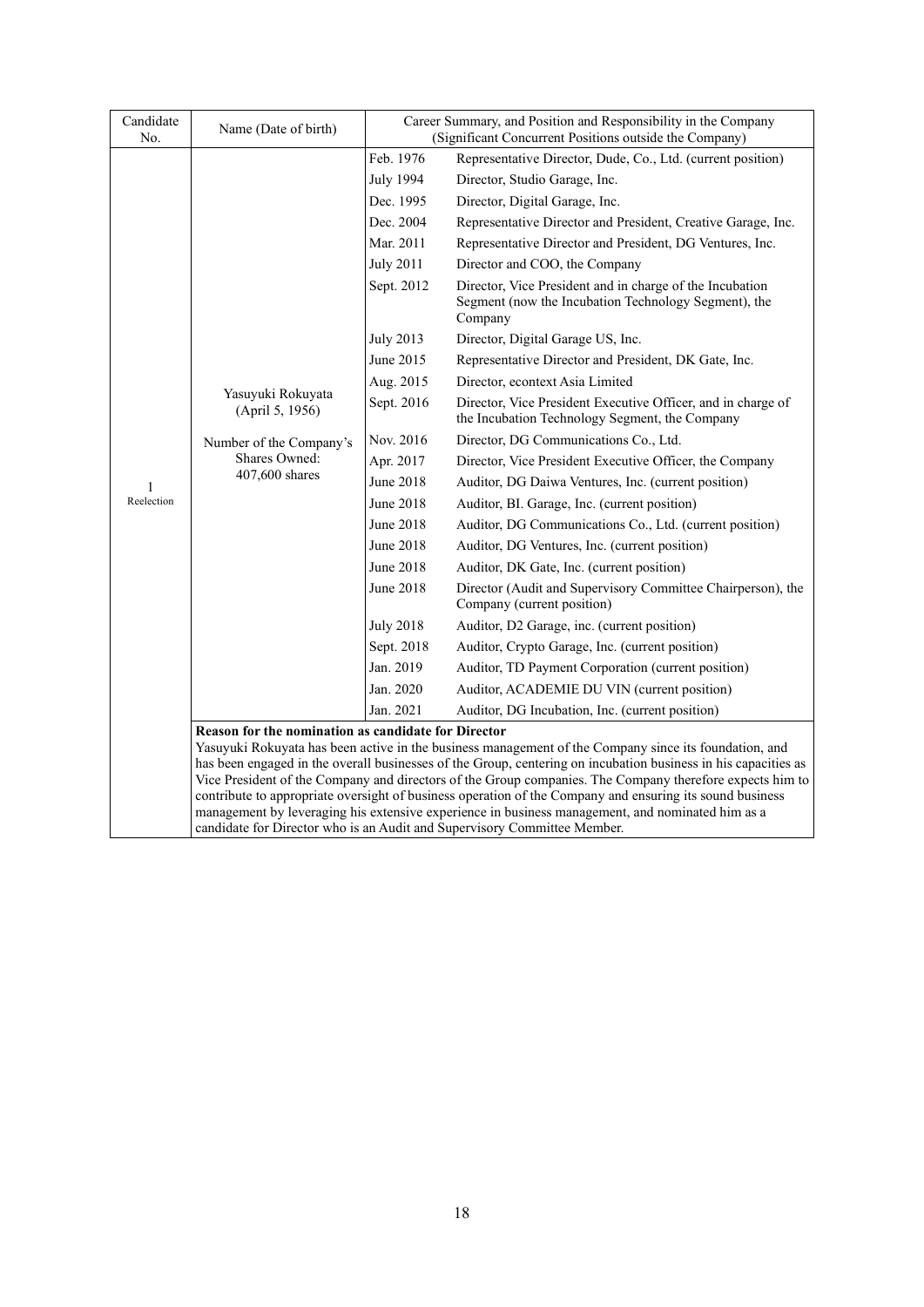| Candidate No. | Name (Date of birth) | Career Summary, and Position and Responsibility in the Company (Significant Concurrent Positions outside the Company) | |
|---|---|---|---|
| 1<br>Reelection | Yasuyuki Rokuyata<br>(April 5, 1956)<br><br>Number of the Company's Shares Owned:<br>407,600 shares | Feb. 1976 | Representative Director, Dude, Co., Ltd. (current position) |
| | | July 1994 | Director, Studio Garage, Inc. |
| | | Dec. 1995 | Director, Digital Garage, Inc. |
| | | Dec. 2004 | Representative Director and President, Creative Garage, Inc. |
| | | Mar. 2011 | Representative Director and President, DG Ventures, Inc. |
| | | July 2011 | Director and COO, the Company |
| | | Sept. 2012 | Director, Vice President and in charge of the Incubation Segment (now the Incubation Technology Segment), the Company |
| | | July 2013 | Director, Digital Garage US, Inc. |
| | | June 2015 | Representative Director and President, DK Gate, Inc. |
| | | Aug. 2015 | Director, econtext Asia Limited |
| | | Sept. 2016 | Director, Vice President Executive Officer, and in charge of the Incubation Technology Segment, the Company |
| | | Nov. 2016 | Director, DG Communications Co., Ltd. |
| | | Apr. 2017 | Director, Vice President Executive Officer, the Company |
| | | June 2018 | Auditor, DG Daiwa Ventures, Inc. (current position) |
| | | June 2018 | Auditor, BI. Garage, Inc. (current position) |
| | | June 2018 | Auditor, DG Communications Co., Ltd. (current position) |
| | | June 2018 | Auditor, DG Ventures, Inc. (current position) |
| | | June 2018 | Auditor, DK Gate, Inc. (current position) |
| | | June 2018 | Director (Audit and Supervisory Committee Chairperson), the Company (current position) |
| | | July 2018 | Auditor, D2 Garage, inc. (current position) |
| | | Sept. 2018 | Auditor, Crypto Garage, Inc. (current position) |
| | | Jan. 2019 | Auditor, TD Payment Corporation (current position) |
| | | Jan. 2020 | Auditor, ACADEMIE DU VIN (current position) |
| | | Jan. 2021 | Auditor, DG Incubation, Inc. (current position) |
| | **Reason for the nomination as candidate for Director**<br>Yasuyuki Rokuyata has been active in the business management of the Company since its foundation, and has been engaged in the overall businesses of the Group, centering on incubation business in his capacities as Vice President of the Company and directors of the Group companies. The Company therefore expects him to contribute to appropriate oversight of business operation of the Company and ensuring its sound business management by leveraging his extensive experience in business management, and nominated him as a candidate for Director who is an Audit and Supervisory Committee Member. | | |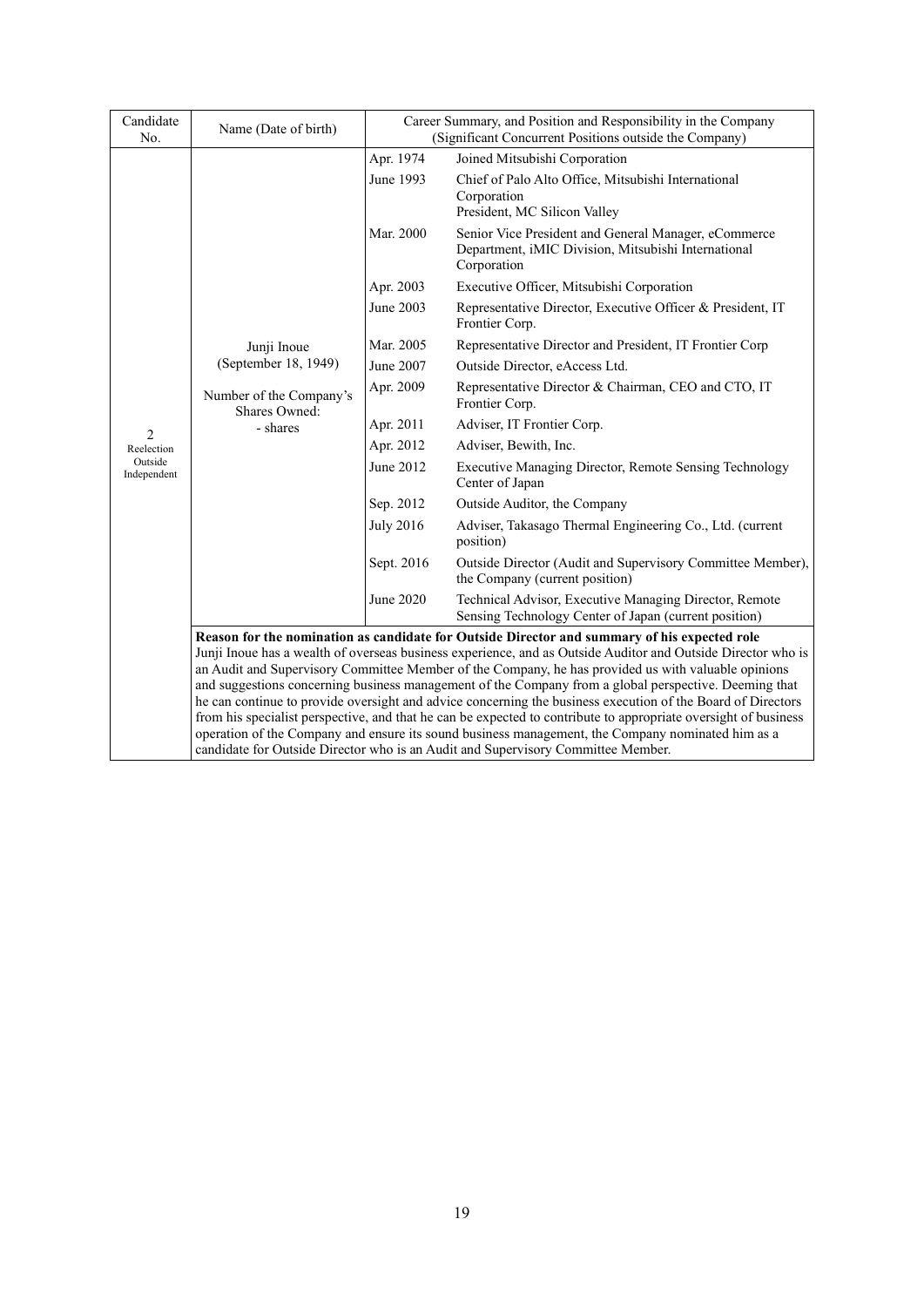| Candidate No. | Name (Date of birth) | Career Summary, and Position and Responsibility in the Company (Significant Concurrent Positions outside the Company) | |
|---|---|---|---|
| 2<br>Reelection<br>Outside<br>Independent | Junji Inoue<br>(September 18, 1949)<br><br>Number of the Company's Shares Owned:<br>- shares | Apr. 1974 | Joined Mitsubishi Corporation |
| | | June 1993 | Chief of Palo Alto Office, Mitsubishi International Corporation<br>President, MC Silicon Valley |
| | | Mar. 2000 | Senior Vice President and General Manager, eCommerce Department, iMIC Division, Mitsubishi International Corporation |
| | | Apr. 2003 | Executive Officer, Mitsubishi Corporation |
| | | June 2003 | Representative Director, Executive Officer & President, IT Frontier Corp. |
| | | Mar. 2005 | Representative Director and President, IT Frontier Corp |
| | | June 2007 | Outside Director, eAccess Ltd. |
| | | Apr. 2009 | Representative Director & Chairman, CEO and CTO, IT Frontier Corp. |
| | | Apr. 2011 | Adviser, IT Frontier Corp. |
| | | Apr. 2012 | Adviser, Bewith, Inc. |
| | | June 2012 | Executive Managing Director, Remote Sensing Technology Center of Japan |
| | | Sep. 2012 | Outside Auditor, the Company |
| | | July 2016 | Adviser, Takasago Thermal Engineering Co., Ltd. (current position) |
| | | Sept. 2016 | Outside Director (Audit and Supervisory Committee Member), the Company (current position) |
| | | June 2020 | Technical Advisor, Executive Managing Director, Remote Sensing Technology Center of Japan (current position) |

**Reason for the nomination as candidate for Outside Director and summary of his expected role**

Junji Inoue has a wealth of overseas business experience, and as Outside Auditor and Outside Director who is an Audit and Supervisory Committee Member of the Company, he has provided us with valuable opinions and suggestions concerning business management of the Company from a global perspective. Deeming that he can continue to provide oversight and advice concerning the business execution of the Board of Directors from his specialist perspective, and that he can be expected to contribute to appropriate oversight of business operation of the Company and ensure its sound business management, the Company nominated him as a candidate for Outside Director who is an Audit and Supervisory Committee Member.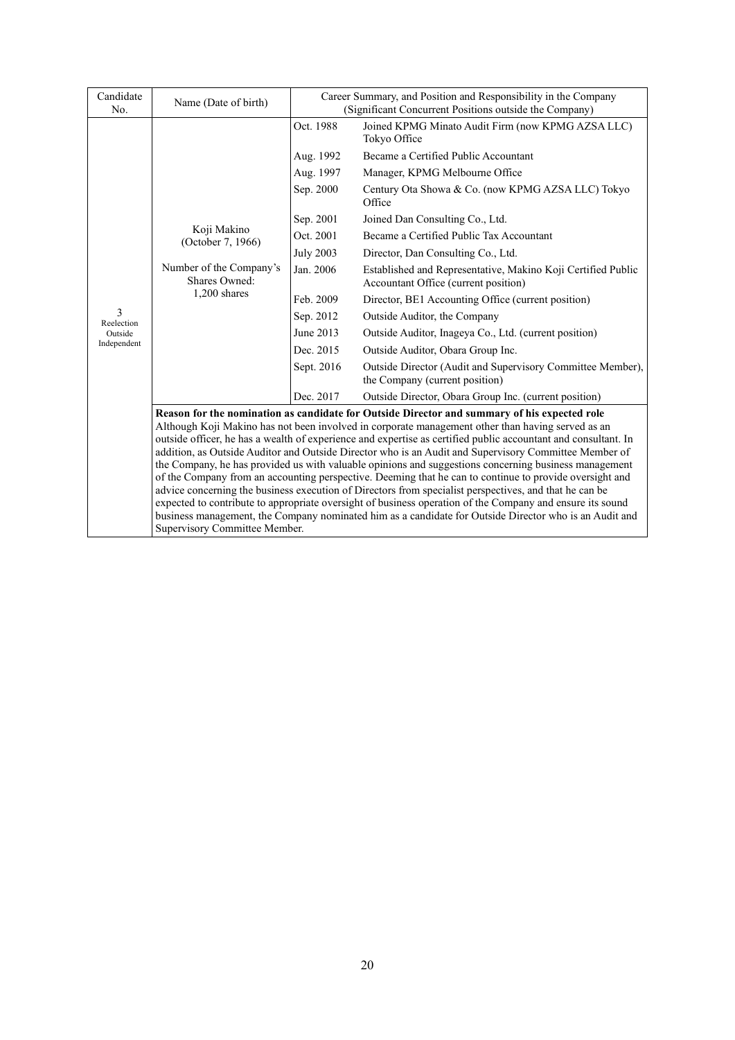| Candidate No. | Name (Date of birth) | Career Summary, and Position and Responsibility in the Company (Significant Concurrent Positions outside the Company) | |
|---|---|---|---|
| 3<br>Reelection<br>Outside<br>Independent | Koji Makino<br>(October 7, 1966)<br><br>Number of the Company's Shares Owned:<br>1,200 shares | Oct. 1988 | Joined KPMG Minato Audit Firm (now KPMG AZSA LLC) Tokyo Office |
| | | Aug. 1992 | Became a Certified Public Accountant |
| | | Aug. 1997 | Manager, KPMG Melbourne Office |
| | | Sep. 2000 | Century Ota Showa & Co. (now KPMG AZSA LLC) Tokyo Office |
| | | Sep. 2001 | Joined Dan Consulting Co., Ltd. |
| | | Oct. 2001 | Became a Certified Public Tax Accountant |
| | | July 2003 | Director, Dan Consulting Co., Ltd. |
| | | Jan. 2006 | Established and Representative, Makino Koji Certified Public Accountant Office (current position) |
| | | Feb. 2009 | Director, BE1 Accounting Office (current position) |
| | | Sep. 2012 | Outside Auditor, the Company |
| | | June 2013 | Outside Auditor, Inageya Co., Ltd. (current position) |
| | | Dec. 2015 | Outside Auditor, Obara Group Inc. |
| | | Sept. 2016 | Outside Director (Audit and Supervisory Committee Member), the Company (current position) |
| | | Dec. 2017 | Outside Director, Obara Group Inc. (current position) |
| | **Reason for the nomination as candidate for Outside Director and summary of his expected role**<br>Although Koji Makino has not been involved in corporate management other than having served as an outside officer, he has a wealth of experience and expertise as certified public accountant and consultant. In addition, as Outside Auditor and Outside Director who is an Audit and Supervisory Committee Member of the Company, he has provided us with valuable opinions and suggestions concerning business management of the Company from an accounting perspective. Deeming that he can to continue to provide oversight and advice concerning the business execution of Directors from specialist perspectives, and that he can be expected to contribute to appropriate oversight of business operation of the Company and ensure its sound business management, the Company nominated him as a candidate for Outside Director who is an Audit and Supervisory Committee Member. | | |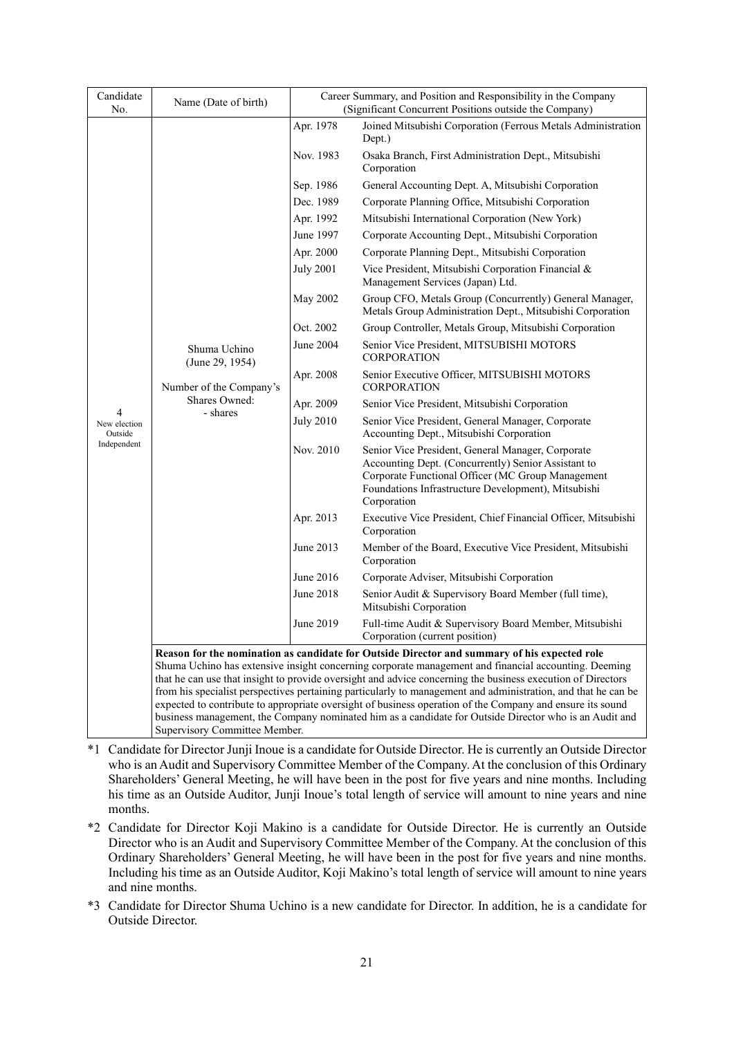| Candidate No. | Name (Date of birth) | Career Summary, and Position and Responsibility in the Company (Significant Concurrent Positions outside the Company) | |
|---|---|---|---|
| 4<br>New election<br>Outside<br>Independent | Shuma Uchino<br>(June 29, 1954)<br><br>Number of the Company's Shares Owned:<br>- shares | Apr. 1978 | Joined Mitsubishi Corporation (Ferrous Metals Administration Dept.) |
| | | Nov. 1983 | Osaka Branch, First Administration Dept., Mitsubishi Corporation |
| | | Sep. 1986 | General Accounting Dept. A, Mitsubishi Corporation |
| | | Dec. 1989 | Corporate Planning Office, Mitsubishi Corporation |
| | | Apr. 1992 | Mitsubishi International Corporation (New York) |
| | | June 1997 | Corporate Accounting Dept., Mitsubishi Corporation |
| | | Apr. 2000 | Corporate Planning Dept., Mitsubishi Corporation |
| | | July 2001 | Vice President, Mitsubishi Corporation Financial & Management Services (Japan) Ltd. |
| | | May 2002 | Group CFO, Metals Group (Concurrently) General Manager, Metals Group Administration Dept., Mitsubishi Corporation |
| | | Oct. 2002 | Group Controller, Metals Group, Mitsubishi Corporation |
| | | June 2004 | Senior Vice President, MITSUBISHI MOTORS CORPORATION |
| | | Apr. 2008 | Senior Executive Officer, MITSUBISHI MOTORS CORPORATION |
| | | Apr. 2009 | Senior Vice President, Mitsubishi Corporation |
| | | July 2010 | Senior Vice President, General Manager, Corporate Accounting Dept., Mitsubishi Corporation |
| | | Nov. 2010 | Senior Vice President, General Manager, Corporate Accounting Dept. (Concurrently) Senior Assistant to Corporate Functional Officer (MC Group Management Foundations Infrastructure Development), Mitsubishi Corporation |
| | | Apr. 2013 | Executive Vice President, Chief Financial Officer, Mitsubishi Corporation |
| | | June 2013 | Member of the Board, Executive Vice President, Mitsubishi Corporation |
| | | June 2016 | Corporate Adviser, Mitsubishi Corporation |
| | | June 2018 | Senior Audit & Supervisory Board Member (full time), Mitsubishi Corporation |
| | | June 2019 | Full-time Audit & Supervisory Board Member, Mitsubishi Corporation (current position) |
| | **Reason for the nomination as candidate for Outside Director and summary of his expected role**<br>Shuma Uchino has extensive insight concerning corporate management and financial accounting. Deeming that he can use that insight to provide oversight and advice concerning the business execution of Directors from his specialist perspectives pertaining particularly to management and administration, and that he can be expected to contribute to appropriate oversight of business operation of the Company and ensure its sound business management, the Company nominated him as a candidate for Outside Director who is an Audit and Supervisory Committee Member. | | |

*1 Candidate for Director Junji Inoue is a candidate for Outside Director. He is currently an Outside Director who is an Audit and Supervisory Committee Member of the Company. At the conclusion of this Ordinary Shareholders' General Meeting, he will have been in the post for five years and nine months. Including his time as an Outside Auditor, Junji Inoue's total length of service will amount to nine years and nine months.

*2 Candidate for Director Koji Makino is a candidate for Outside Director. He is currently an Outside Director who is an Audit and Supervisory Committee Member of the Company. At the conclusion of this Ordinary Shareholders' General Meeting, he will have been in the post for five years and nine months. Including his time as an Outside Auditor, Koji Makino's total length of service will amount to nine years and nine months.

*3 Candidate for Director Shuma Uchino is a new candidate for Director. In addition, he is a candidate for Outside Director.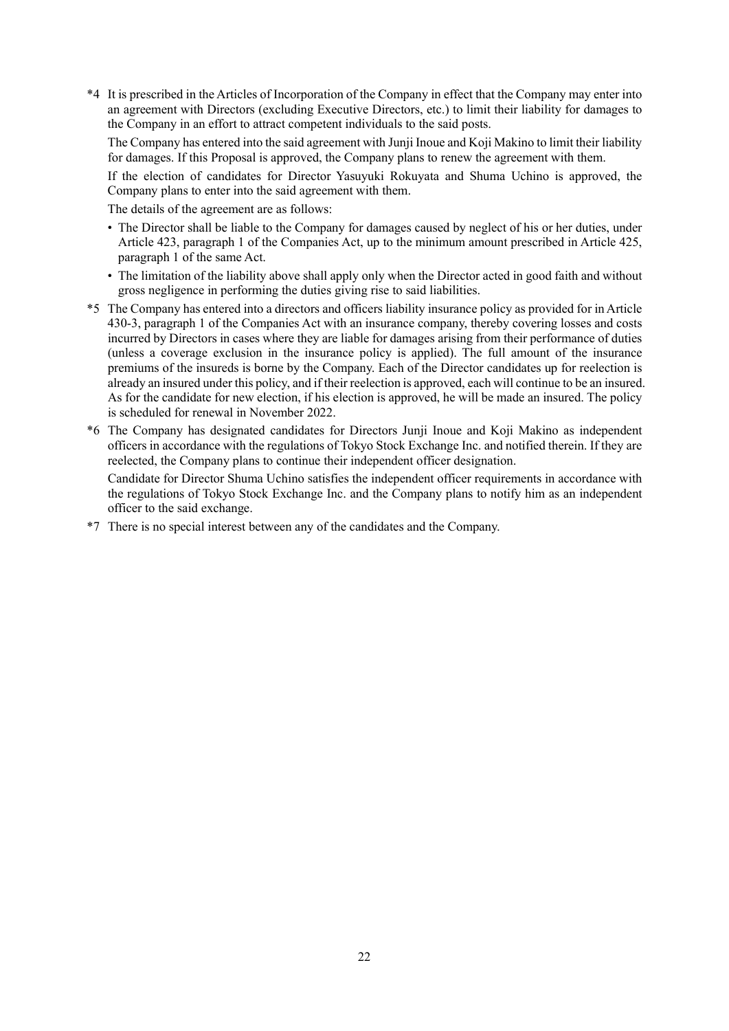*4 It is prescribed in the Articles of Incorporation of the Company in effect that the Company may enter into an agreement with Directors (excluding Executive Directors, etc.) to limit their liability for damages to the Company in an effort to attract competent individuals to the said posts.

The Company has entered into the said agreement with Junji Inoue and Koji Makino to limit their liability for damages. If this Proposal is approved, the Company plans to renew the agreement with them.

If the election of candidates for Director Yasuyuki Rokuyata and Shuma Uchino is approved, the Company plans to enter into the said agreement with them.

The details of the agreement are as follows:

- The Director shall be liable to the Company for damages caused by neglect of his or her duties, under Article 423, paragraph 1 of the Companies Act, up to the minimum amount prescribed in Article 425, paragraph 1 of the same Act.
- The limitation of the liability above shall apply only when the Director acted in good faith and without gross negligence in performing the duties giving rise to said liabilities.

*5 The Company has entered into a directors and officers liability insurance policy as provided for in Article 430-3, paragraph 1 of the Companies Act with an insurance company, thereby covering losses and costs incurred by Directors in cases where they are liable for damages arising from their performance of duties (unless a coverage exclusion in the insurance policy is applied). The full amount of the insurance premiums of the insureds is borne by the Company. Each of the Director candidates up for reelection is already an insured under this policy, and if their reelection is approved, each will continue to be an insured. As for the candidate for new election, if his election is approved, he will be made an insured. The policy is scheduled for renewal in November 2022.

*6 The Company has designated candidates for Directors Junji Inoue and Koji Makino as independent officers in accordance with the regulations of Tokyo Stock Exchange Inc. and notified therein. If they are reelected, the Company plans to continue their independent officer designation.

Candidate for Director Shuma Uchino satisfies the independent officer requirements in accordance with the regulations of Tokyo Stock Exchange Inc. and the Company plans to notify him as an independent officer to the said exchange.

*7 There is no special interest between any of the candidates and the Company.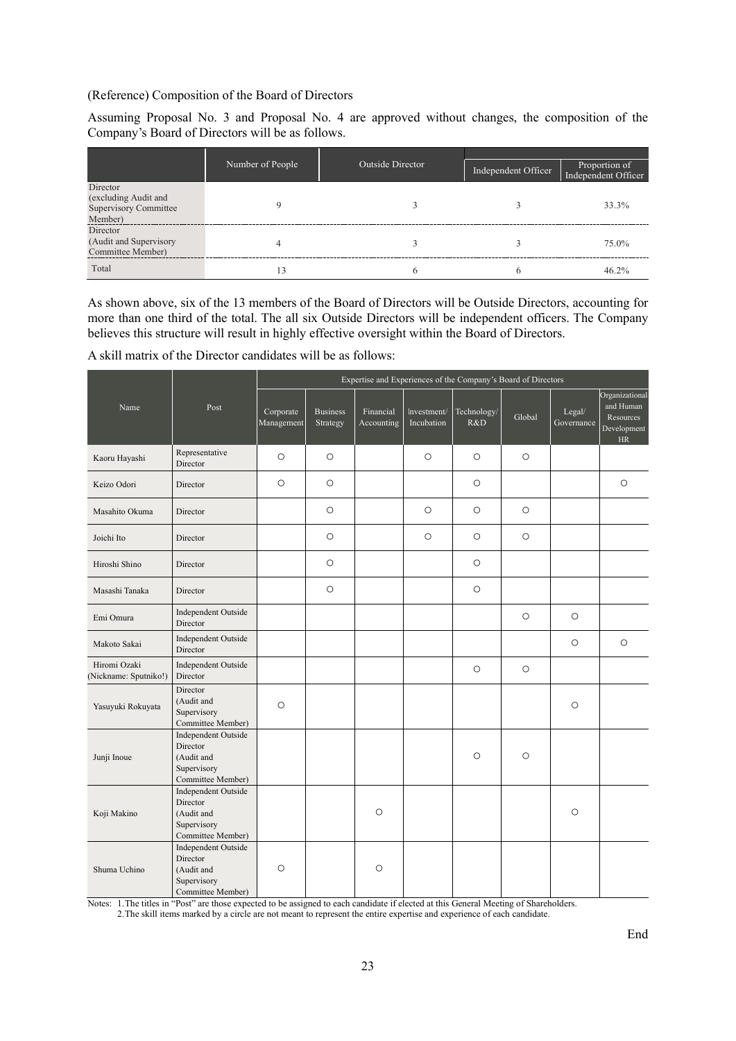(Reference) Composition of the Board of Directors

Assuming Proposal No. 3 and Proposal No. 4 are approved without changes, the composition of the Company's Board of Directors will be as follows.

| | Number of People | Outside Director | Independent Officer | Proportion of Independent Officer |
|---|---|---|---|---|
| Director (excluding Audit and Supervisory Committee Member) | 9 | 3 | 3 | 33.3% |
| Director (Audit and Supervisory Committee Member) | 4 | 3 | 3 | 75.0% |
| Total | 13 | 6 | 6 | 46.2% |

As shown above, six of the 13 members of the Board of Directors will be Outside Directors, accounting for more than one third of the total. The all six Outside Directors will be independent officers. The Company believes this structure will result in highly effective oversight within the Board of Directors.

A skill matrix of the Director candidates will be as follows:

| Name | Post | Expertise and Experiences of the Company's Board of Directors | | | | | | | |
|---|---|---|---|---|---|---|---|---|---|
| | | Corporate Management | Business Strategy | Financial Accounting | Investment/ Incubation | Technology/ R&D | Global | Legal/ Governance | Organizational and Human Resources Development HR |
| Kaoru Hayashi | Representative Director | ○ | ○ | | ○ | ○ | ○ | | |
| Keizo Odori | Director | ○ | ○ | | | ○ | | | ○ |
| Masahito Okuma | Director | | ○ | | ○ | ○ | ○ | | |
| Joichi Ito | Director | | ○ | | ○ | ○ | ○ | | |
| Hiroshi Shino | Director | | ○ | | | ○ | | | |
| Masashi Tanaka | Director | | ○ | | | ○ | | | |
| Emi Omura | Independent Outside Director | | | | | | ○ | ○ | |
| Makoto Sakai | Independent Outside Director | | | | | | | ○ | ○ |
| Hiromi Ozaki (Nickname: Sputniko!) | Independent Outside Director | | | | | ○ | ○ | | |
| Yasuyuki Rokuyata | Director (Audit and Supervisory Committee Member) | ○ | | | | | | ○ | |
| Junji Inoue | Independent Outside Director (Audit and Supervisory Committee Member) | | | | | ○ | ○ | | |
| Koji Makino | Independent Outside Director (Audit and Supervisory Committee Member) | | | ○ | | | | ○ | |
| Shuma Uchino | Independent Outside Director (Audit and Supervisory Committee Member) | ○ | | ○ | | | | | |

Notes: 1. The titles in "Post" are those expected to be assigned to each candidate if elected at this General Meeting of Shareholders.
2. The skill items marked by a circle are not meant to represent the entire expertise and experience of each candidate.

End